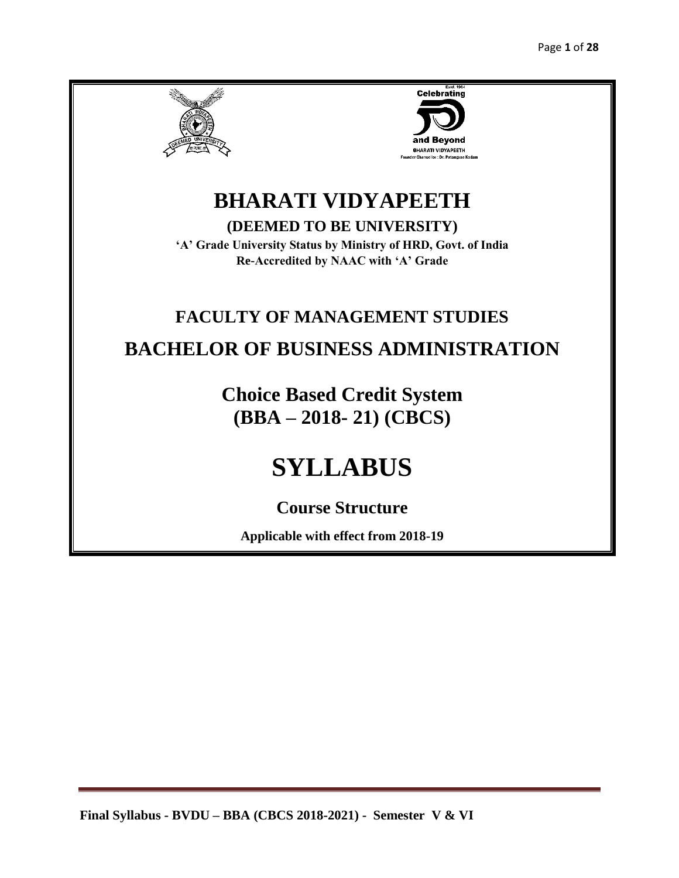# BHARATI VIDYAPEETH

**(DEEMED TO BE UNIVERSITY)**

**'A' Grade University Status by Ministry of HRD, Govt. of India**

**Re-Accredited by NAAC with 'A' Grade**

## FACULTY OF MANAGEMENT STUDIES

## BACHELOR OF BUSINESS ADMINISTRATION

## Choice Based Credit System
## (BBA – 2018- 21) (CBCS)

# SYLLABUS

## Course Structure

**Applicable with effect from 2018-19**

**Final Syllabus - BVDU – BBA (CBCS 2018-2021) - Semester V & VI**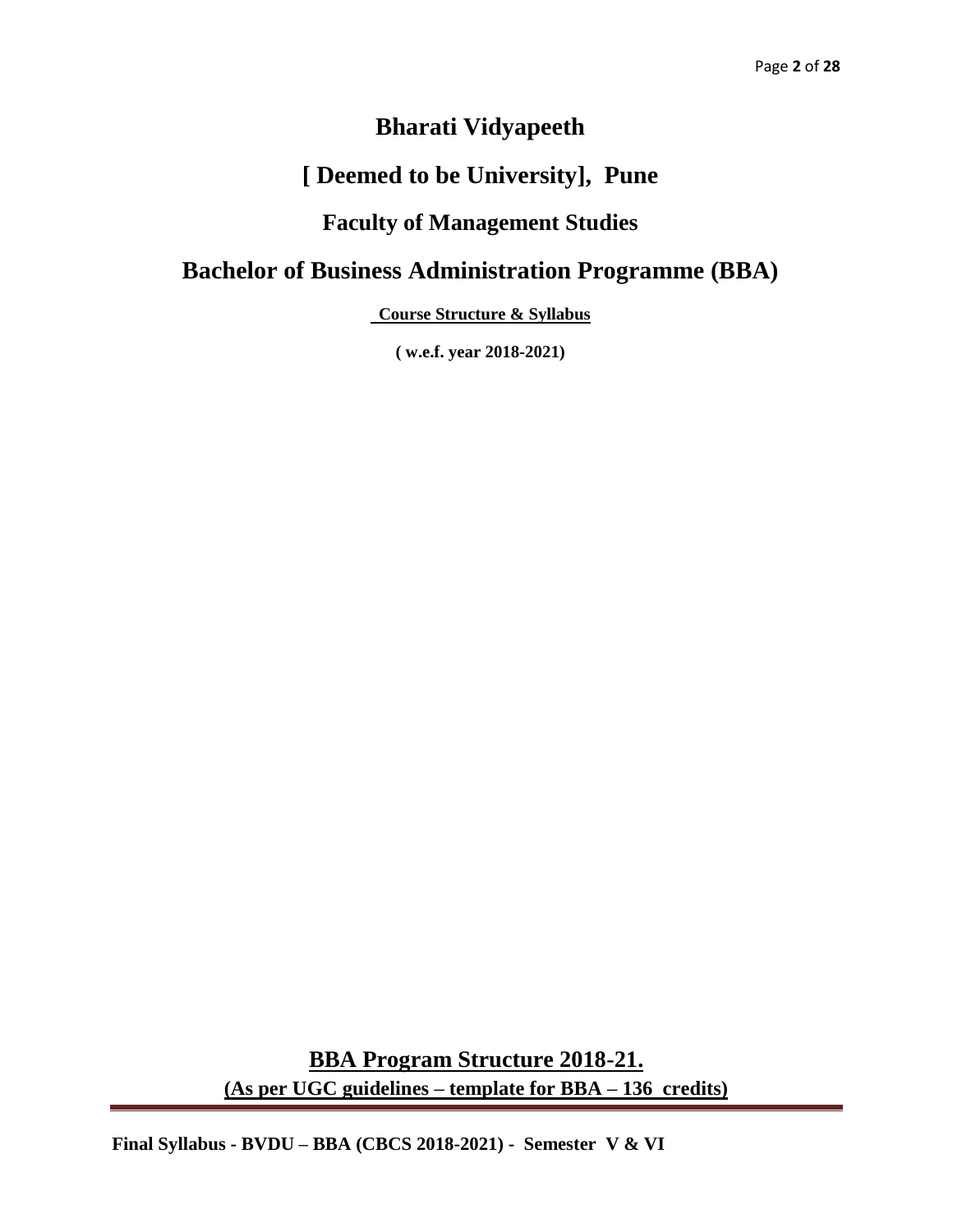# Bharati Vidyapeeth

# [ Deemed to be University], Pune

## Faculty of Management Studies

# Bachelor of Business Administration Programme (BBA)

**Course Structure & Syllabus**

**( w.e.f. year 2018-2021)**

## BBA Program Structure 2018-21.

**(As per UGC guidelines – template for BBA – 136 credits)**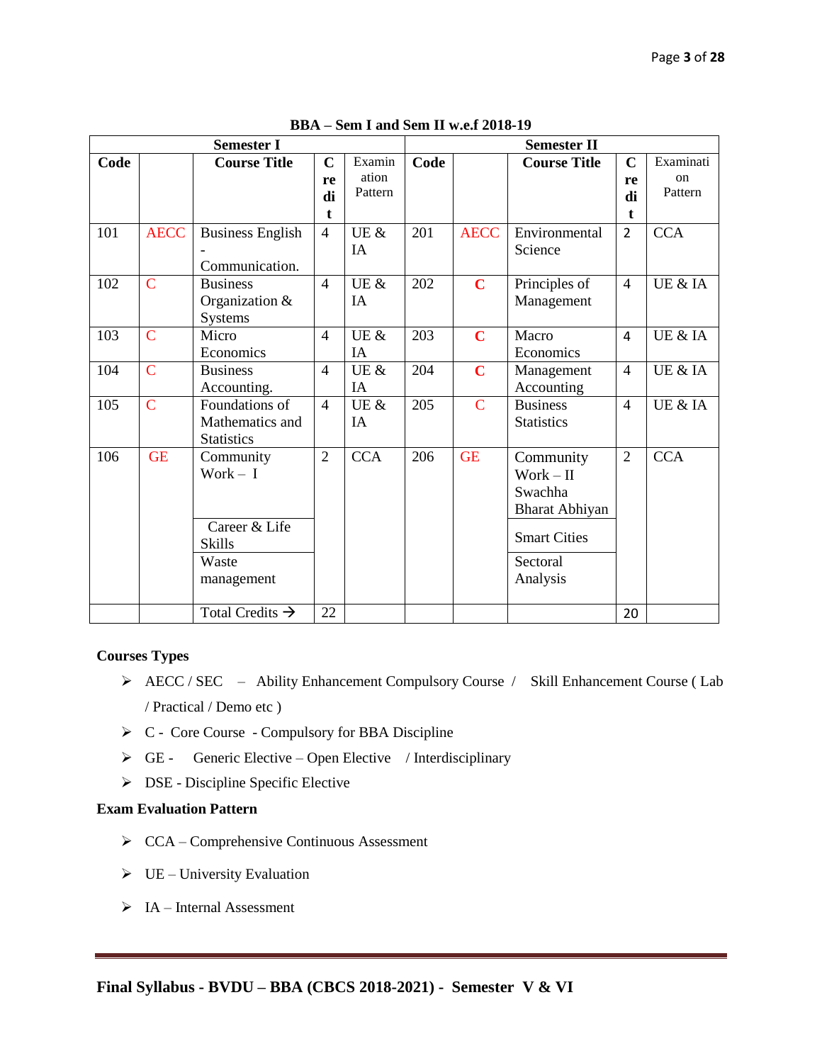**BBA – Sem I and Sem II w.e.f 2018-19**

| Semester I | | | | | Semester II | | | | |
|---|---|---|---|---|---|---|---|---|---|
| Code | | Course Title | Credit | Examination Pattern | Code | | Course Title | Credit | Examination Pattern |
| 101 | AECC | Business English - Communication. | 4 | UE & IA | 201 | AECC | Environmental Science | 2 | CCA |
| 102 | C | Business Organization & Systems | 4 | UE & IA | 202 | C | Principles of Management | 4 | UE & IA |
| 103 | C | Micro Economics | 4 | UE & IA | 203 | C | Macro Economics | 4 | UE & IA |
| 104 | C | Business Accounting. | 4 | UE & IA | 204 | C | Management Accounting | 4 | UE & IA |
| 105 | C | Foundations of Mathematics and Statistics | 4 | UE & IA | 205 | C | Business Statistics | 4 | UE & IA |
| 106 | GE | Community Work – I | 2 | CCA | 206 | GE | Community Work – II Swachha Bharat Abhiyan | 2 | CCA |
| | | Career & Life Skills | | | | | Smart Cities | | |
| | | Waste management | | | | | Sectoral Analysis | | |
| | | Total Credits → | 22 | | | | | 20 | |

**Courses Types**

- AECC / SEC – Ability Enhancement Compulsory Course / Skill Enhancement Course ( Lab / Practical / Demo etc )
- C - Core Course - Compulsory for BBA Discipline
- GE - Generic Elective – Open Elective / Interdisciplinary
- DSE - Discipline Specific Elective

**Exam Evaluation Pattern**

- CCA – Comprehensive Continuous Assessment
- UE – University Evaluation
- IA – Internal Assessment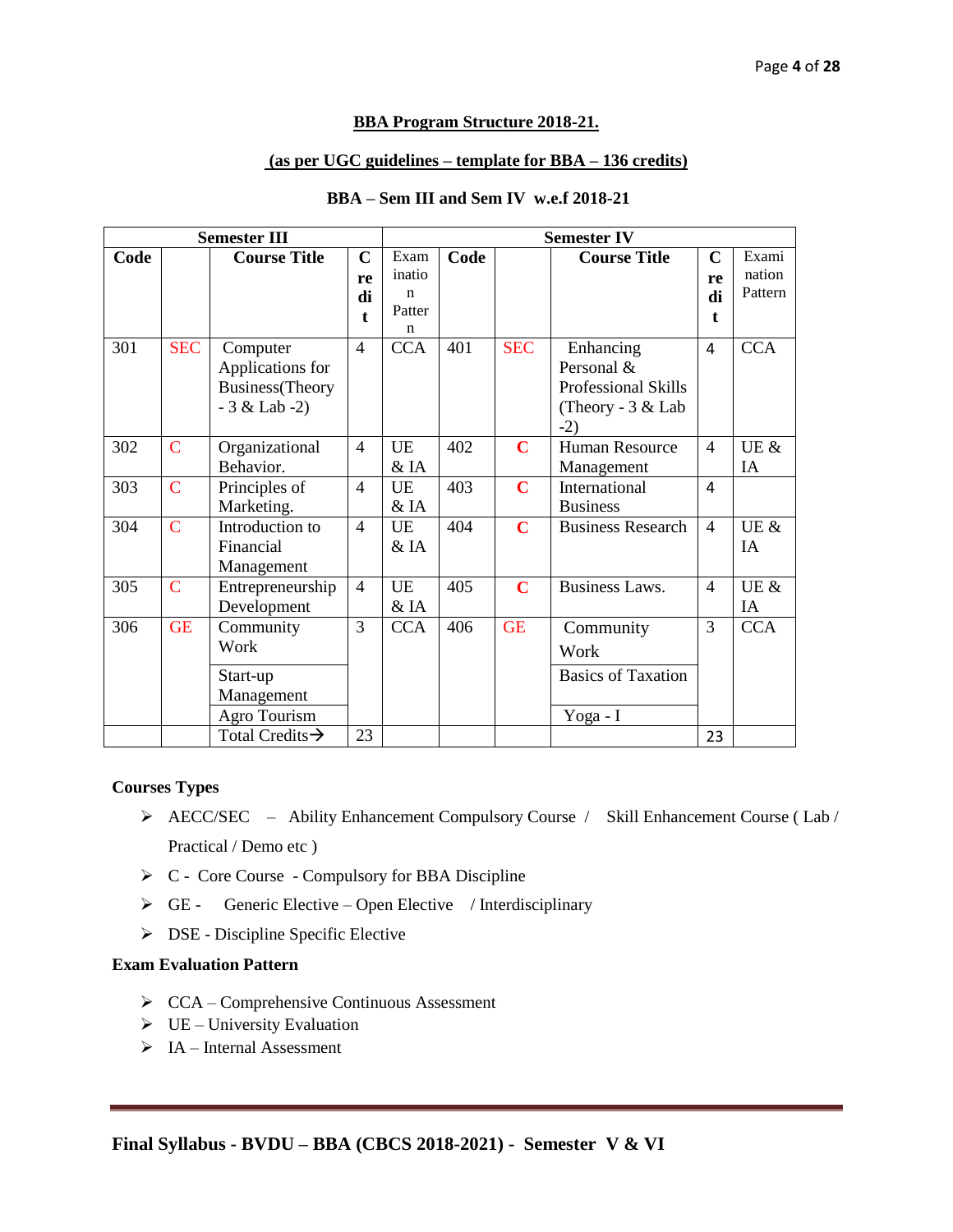**BBA Program Structure 2018-21.**

**(as per UGC guidelines – template for BBA – 136 credits)**

**BBA – Sem III and Sem IV w.e.f 2018-21**

| Semester III | | | | | Semester IV | | | | |
|---|---|---|---|---|---|---|---|---|---|
| Code | | Course Title | Credit | Examination Pattern | Code | | Course Title | Credit | Examination Pattern |
| 301 | SEC | Computer Applications for Business(Theory - 3 & Lab -2) | 4 | CCA | 401 | SEC | Enhancing Personal & Professional Skills (Theory - 3 & Lab -2) | 4 | CCA |
| 302 | C | Organizational Behavior. | 4 | UE & IA | 402 | C | Human Resource Management | 4 | UE & IA |
| 303 | C | Principles of Marketing. | 4 | UE & IA | 403 | C | International Business | 4 | |
| 304 | C | Introduction to Financial Management | 4 | UE & IA | 404 | C | Business Research | 4 | UE & IA |
| 305 | C | Entrepreneurship Development | 4 | UE & IA | 405 | C | Business Laws. | 4 | UE & IA |
| 306 | GE | Community Work | 3 | CCA | 406 | GE | Community Work | 3 | CCA |
| | | Start-up Management | | | | | Basics of Taxation | | |
| | | Agro Tourism | | | | | Yoga - I | | |
| | | Total Credits→ | 23 | | | | | 23 | |

**Courses Types**

- AECC/SEC – Ability Enhancement Compulsory Course / Skill Enhancement Course ( Lab / Practical / Demo etc )
- C - Core Course - Compulsory for BBA Discipline
- GE - Generic Elective – Open Elective / Interdisciplinary
- DSE - Discipline Specific Elective

**Exam Evaluation Pattern**

- CCA – Comprehensive Continuous Assessment
- UE – University Evaluation
- IA – Internal Assessment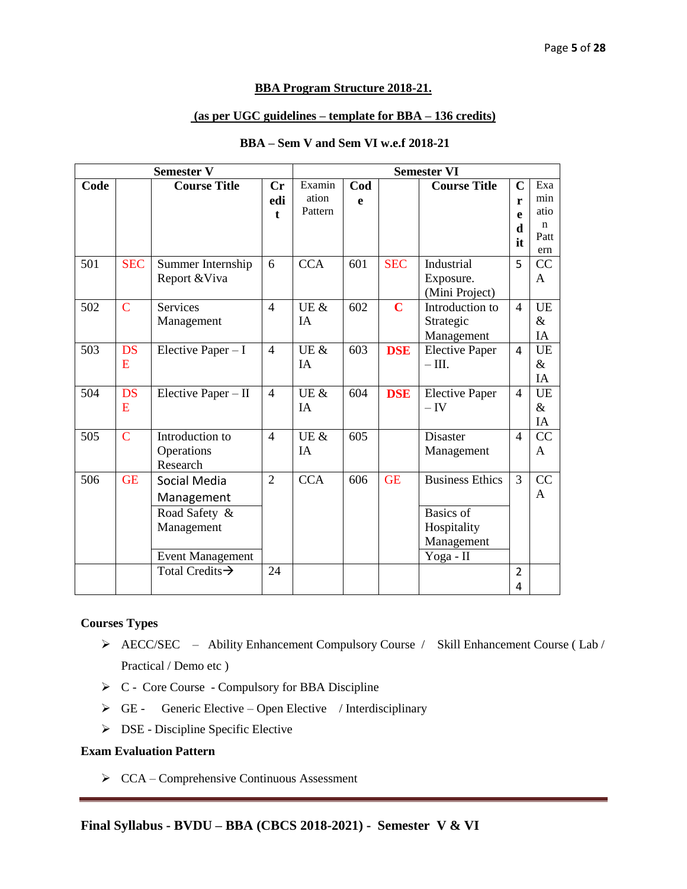**BBA Program Structure 2018-21.**

**(as per UGC guidelines – template for BBA – 136 credits)**

**BBA – Sem V and Sem VI w.e.f 2018-21**

| Semester V | | | | | Semester VI | | | | |
|---|---|---|---|---|---|---|---|---|---|
| **Code** | | **Course Title** | **Credit** | Examination Pattern | **Code** | | **Course Title** | **Credit** | Examination Pattern |
| 501 | SEC | Summer Internship Report &Viva | 6 | CCA | 601 | SEC | Industrial Exposure. (Mini Project) | 5 | CCA |
| 502 | C | Services Management | 4 | UE & IA | 602 | **C** | Introduction to Strategic Management | 4 | UE & IA |
| 503 | DSE | Elective Paper – I | 4 | UE & IA | 603 | **DSE** | Elective Paper – III. | 4 | UE & IA |
| 504 | DSE | Elective Paper – II | 4 | UE & IA | 604 | **DSE** | Elective Paper – IV | 4 | UE & IA |
| 505 | C | Introduction to Operations Research | 4 | UE & IA | 605 | | Disaster Management | 4 | CCA |
| 506 | GE | Social Media Management | 2 | CCA | 606 | GE | Business Ethics | 3 | CCA |
| | | Road Safety & Management | | | | | Basics of Hospitality Management | | |
| | | Event Management | | | | | Yoga - II | | |
| | | Total Credits→ | 24 | | | | | 24 | |

**Courses Types**

- AECC/SEC – Ability Enhancement Compulsory Course / Skill Enhancement Course ( Lab / Practical / Demo etc )
- C - Core Course - Compulsory for BBA Discipline
- GE - Generic Elective – Open Elective / Interdisciplinary
- DSE - Discipline Specific Elective

**Exam Evaluation Pattern**

- CCA – Comprehensive Continuous Assessment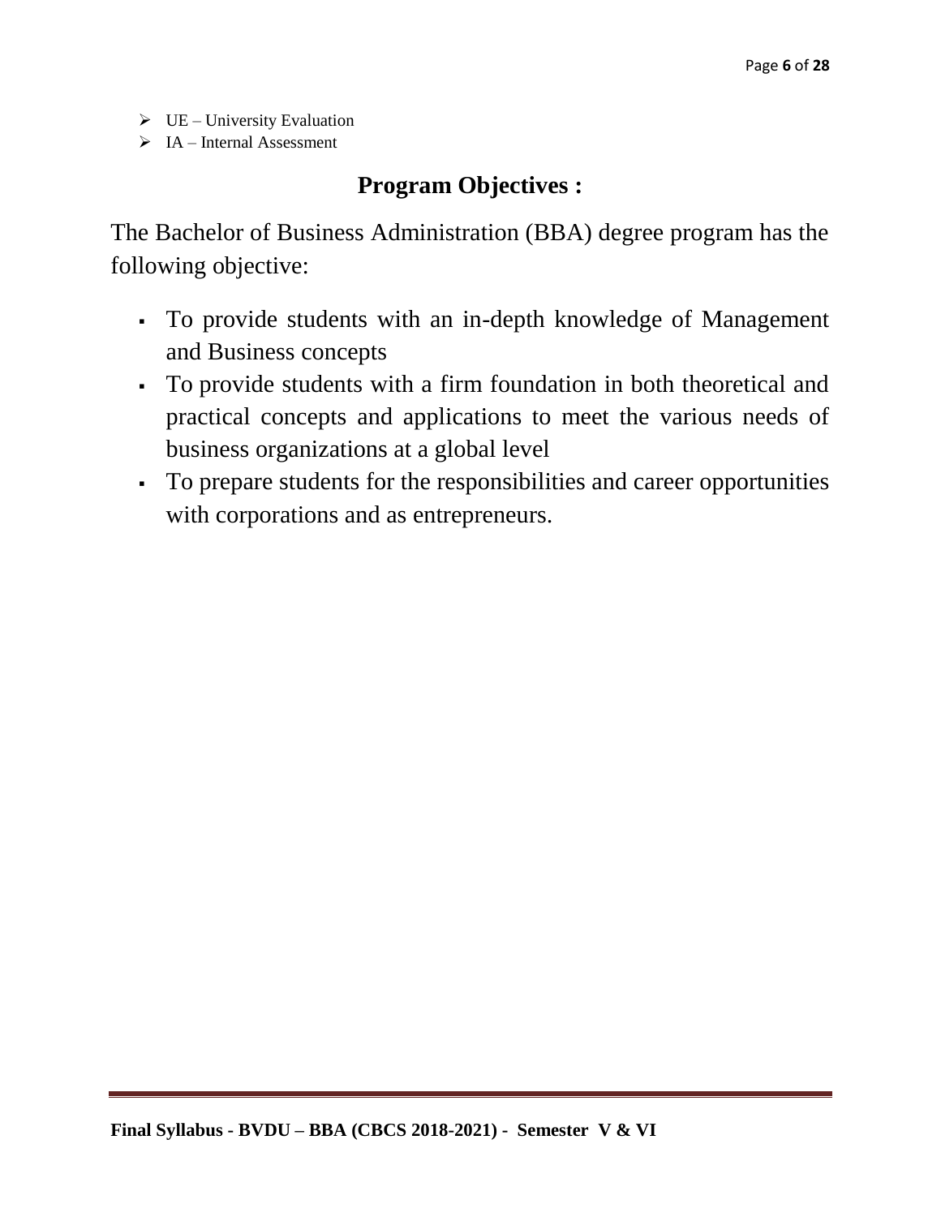- UE – University Evaluation
- IA – Internal Assessment

## Program Objectives :

The Bachelor of Business Administration (BBA) degree program has the following objective:

- To provide students with an in-depth knowledge of Management and Business concepts
- To provide students with a firm foundation in both theoretical and practical concepts and applications to meet the various needs of business organizations at a global level
- To prepare students for the responsibilities and career opportunities with corporations and as entrepreneurs.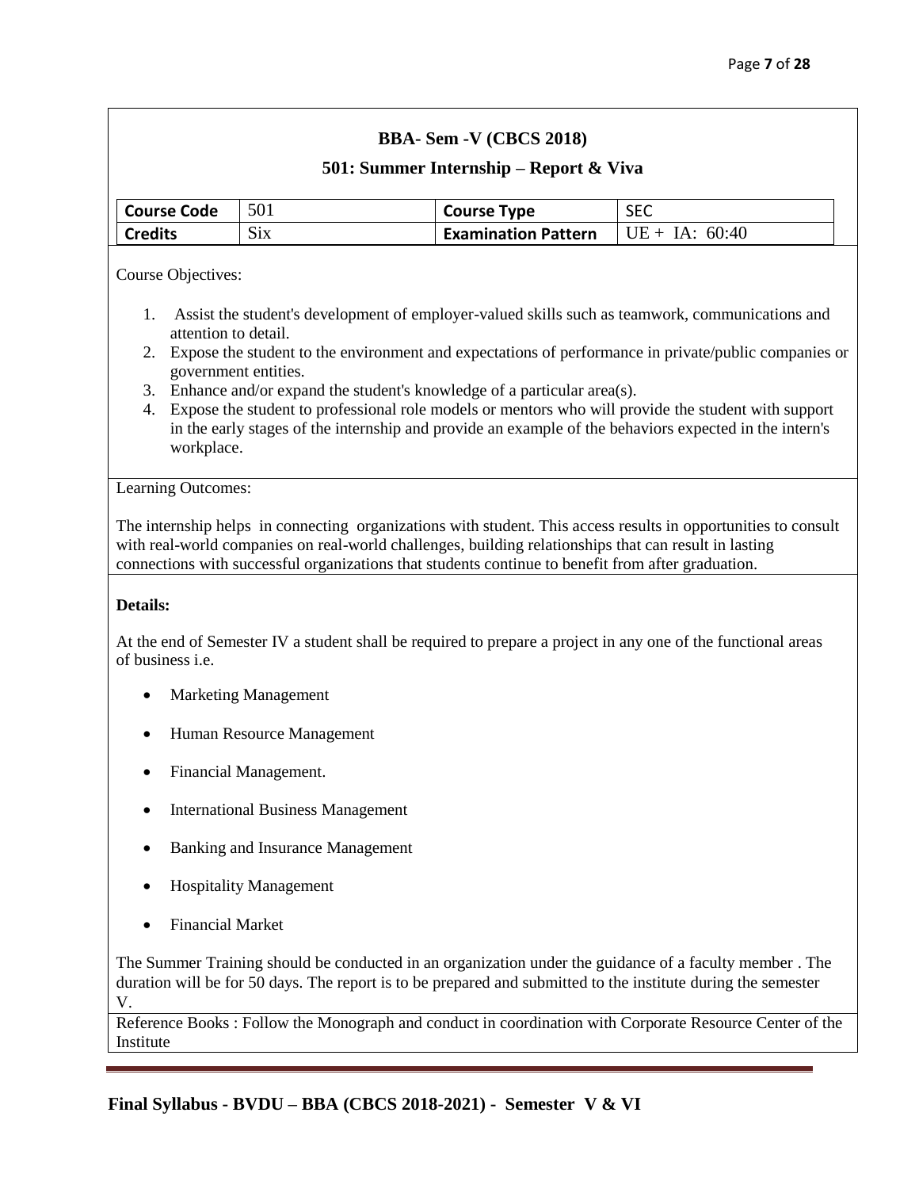## BBA- Sem -V (CBCS 2018)

### 501: Summer Internship – Report & Viva

| Course Code | 501 | Course Type | SEC |
|---|---|---|---|
| Credits | Six | Examination Pattern | UE + IA: 60:40 |

Course Objectives:

1. Assist the student's development of employer-valued skills such as teamwork, communications and attention to detail.
2. Expose the student to the environment and expectations of performance in private/public companies or government entities.
3. Enhance and/or expand the student's knowledge of a particular area(s).
4. Expose the student to professional role models or mentors who will provide the student with support in the early stages of the internship and provide an example of the behaviors expected in the intern's workplace.

Learning Outcomes:

The internship helps in connecting organizations with student. This access results in opportunities to consult with real-world companies on real-world challenges, building relationships that can result in lasting connections with successful organizations that students continue to benefit from after graduation.

**Details:**

At the end of Semester IV a student shall be required to prepare a project in any one of the functional areas of business i.e.

- Marketing Management
- Human Resource Management
- Financial Management.
- International Business Management
- Banking and Insurance Management
- Hospitality Management
- Financial Market

The Summer Training should be conducted in an organization under the guidance of a faculty member . The duration will be for 50 days. The report is to be prepared and submitted to the institute during the semester V.

Reference Books : Follow the Monograph and conduct in coordination with Corporate Resource Center of the Institute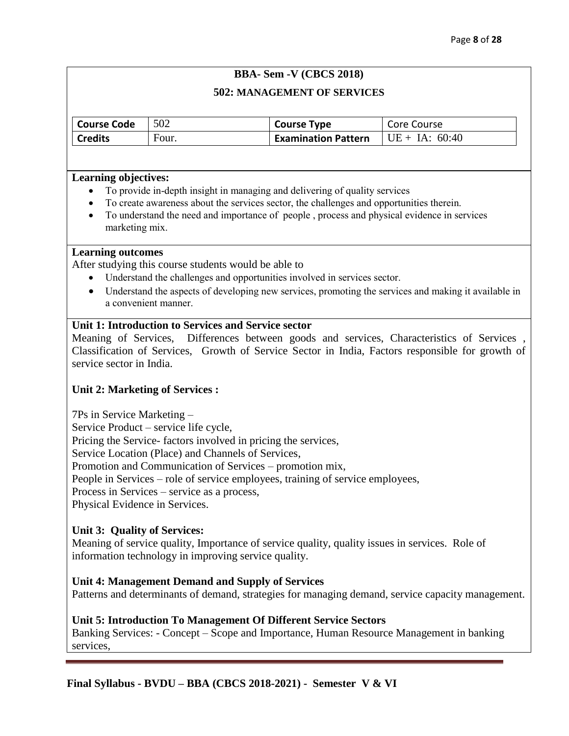## BBA- Sem -V (CBCS 2018)

### 502: MANAGEMENT OF SERVICES

| **Course Code** | 502 | **Course Type** | Core Course |
|---|---|---|---|
| **Credits** | Four. | **Examination Pattern** | UE + IA: 60:40 |

**Learning objectives:**

- To provide in-depth insight in managing and delivering of quality services
- To create awareness about the services sector, the challenges and opportunities therein.
- To understand the need and importance of people , process and physical evidence in services marketing mix.

**Learning outcomes**

After studying this course students would be able to

- Understand the challenges and opportunities involved in services sector.
- Understand the aspects of developing new services, promoting the services and making it available in a convenient manner.

**Unit 1: Introduction to Services and Service sector**

Meaning of Services, Differences between goods and services, Characteristics of Services , Classification of Services, Growth of Service Sector in India, Factors responsible for growth of service sector in India.

**Unit 2: Marketing of Services :**

7Ps in Service Marketing –
Service Product – service life cycle,
Pricing the Service- factors involved in pricing the services,
Service Location (Place) and Channels of Services,
Promotion and Communication of Services – promotion mix,
People in Services – role of service employees, training of service employees,
Process in Services – service as a process,
Physical Evidence in Services.

**Unit 3: Quality of Services:**

Meaning of service quality, Importance of service quality, quality issues in services. Role of information technology in improving service quality.

**Unit 4: Management Demand and Supply of Services**

Patterns and determinants of demand, strategies for managing demand, service capacity management.

**Unit 5: Introduction To Management Of Different Service Sectors**

Banking Services: - Concept – Scope and Importance, Human Resource Management in banking services,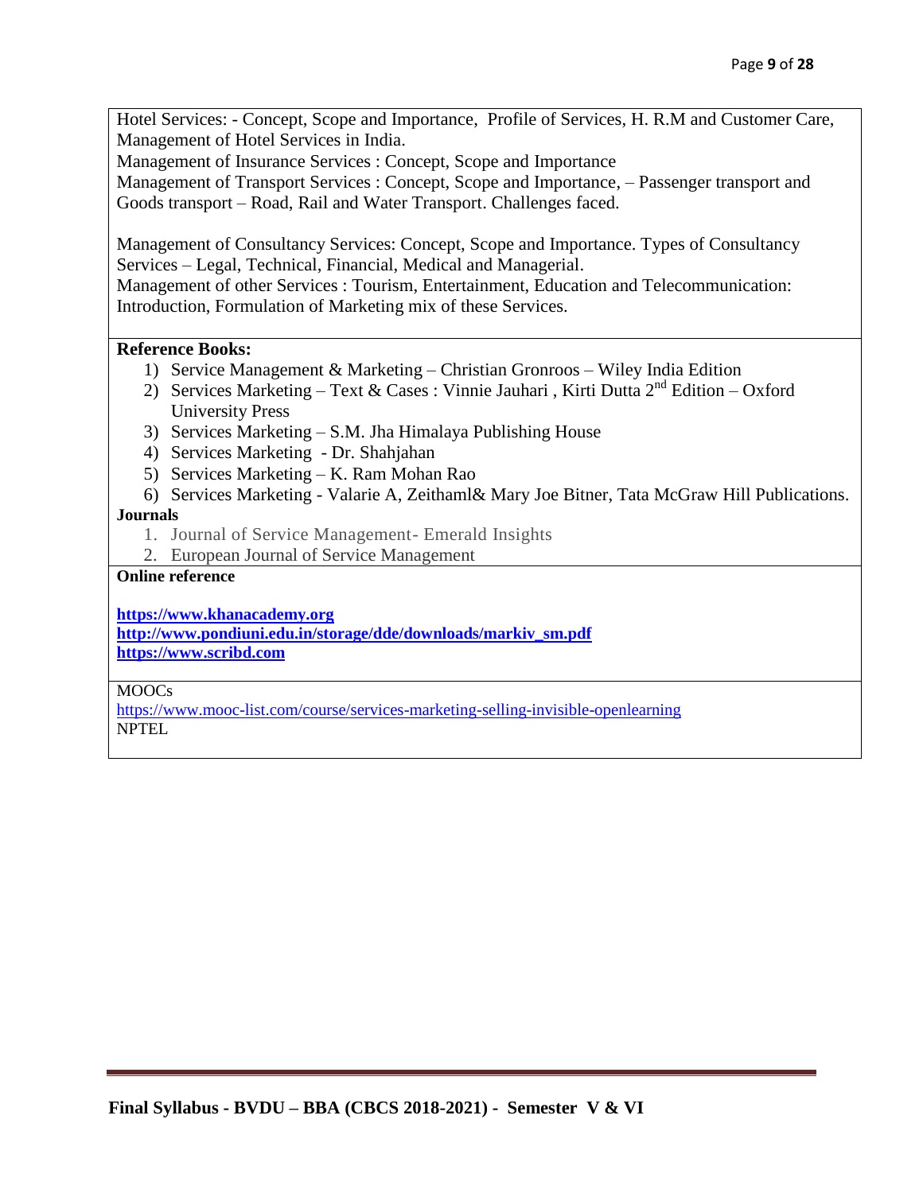Hotel Services: - Concept, Scope and Importance, Profile of Services, H. R.M and Customer Care, Management of Hotel Services in India.

Management of Insurance Services : Concept, Scope and Importance

Management of Transport Services : Concept, Scope and Importance, – Passenger transport and Goods transport – Road, Rail and Water Transport. Challenges faced.

Management of Consultancy Services: Concept, Scope and Importance. Types of Consultancy Services – Legal, Technical, Financial, Medical and Managerial.

Management of other Services : Tourism, Entertainment, Education and Telecommunication: Introduction, Formulation of Marketing mix of these Services.

**Reference Books:**

1) Service Management & Marketing – Christian Gronroos – Wiley India Edition
2) Services Marketing – Text & Cases : Vinnie Jauhari , Kirti Dutta 2nd Edition – Oxford University Press
3) Services Marketing – S.M. Jha Himalaya Publishing House
4) Services Marketing - Dr. Shahjahan
5) Services Marketing – K. Ram Mohan Rao
6) Services Marketing - Valarie A, Zeithaml& Mary Joe Bitner, Tata McGraw Hill Publications.

**Journals**

1. Journal of Service Management- Emerald Insights
2. European Journal of Service Management

**Online reference**

**https://www.khanacademy.org**
**http://www.pondiuni.edu.in/storage/dde/downloads/markiv_sm.pdf**
**https://www.scribd.com**

MOOCs

https://www.mooc-list.com/course/services-marketing-selling-invisible-openlearning

NPTEL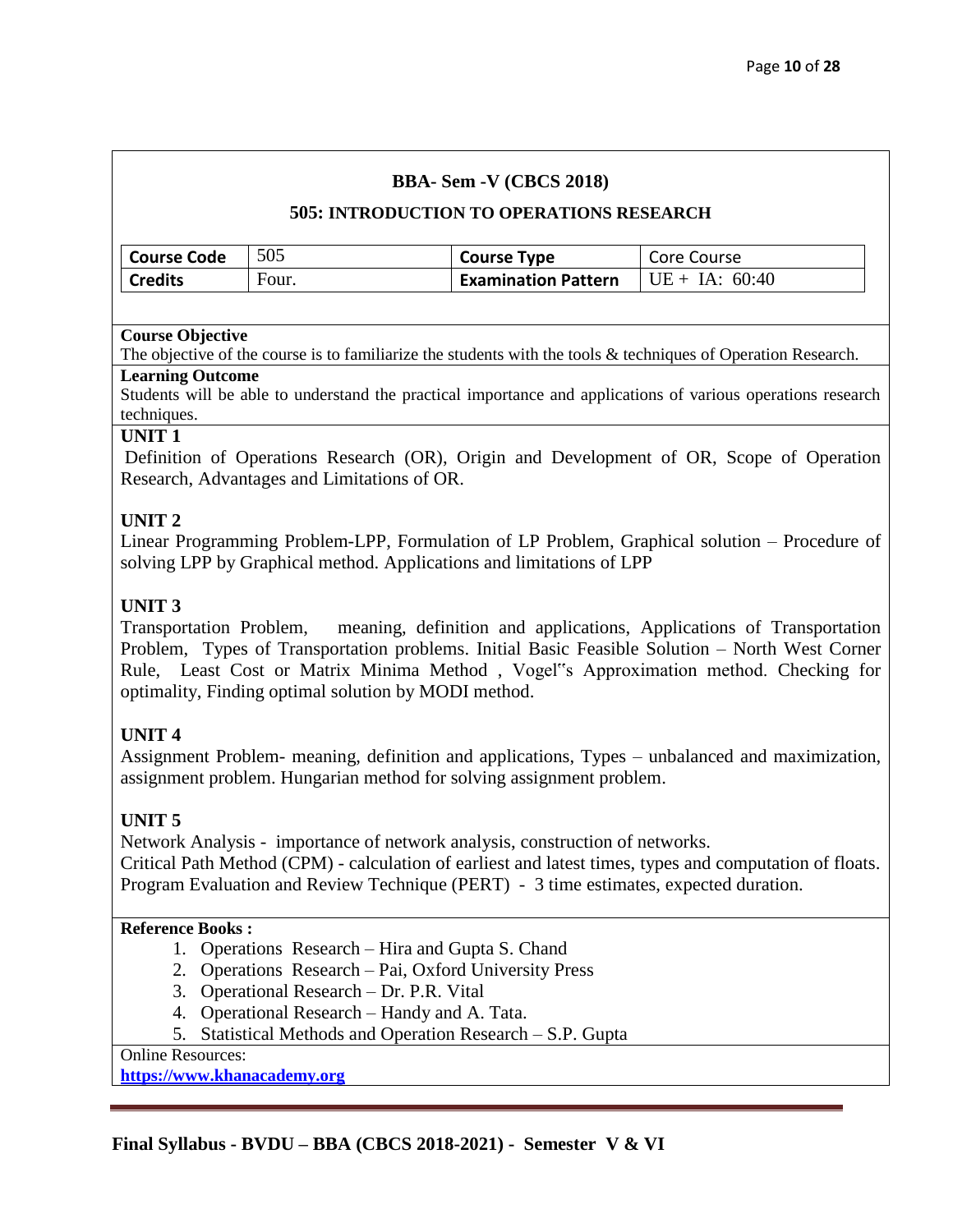## BBA- Sem -V (CBCS 2018)

### 505: INTRODUCTION TO OPERATIONS RESEARCH

| Course Code | 505 | Course Type | Core Course |
|---|---|---|---|
| Credits | Four. | Examination Pattern | UE + IA: 60:40 |

**Course Objective**

The objective of the course is to familiarize the students with the tools & techniques of Operation Research.

**Learning Outcome**

Students will be able to understand the practical importance and applications of various operations research techniques.

**UNIT 1**

Definition of Operations Research (OR), Origin and Development of OR, Scope of Operation Research, Advantages and Limitations of OR.

**UNIT 2**

Linear Programming Problem-LPP, Formulation of LP Problem, Graphical solution – Procedure of solving LPP by Graphical method. Applications and limitations of LPP

**UNIT 3**

Transportation Problem, meaning, definition and applications, Applications of Transportation Problem, Types of Transportation problems. Initial Basic Feasible Solution – North West Corner Rule, Least Cost or Matrix Minima Method , Vogel"s Approximation method. Checking for optimality, Finding optimal solution by MODI method.

**UNIT 4**

Assignment Problem- meaning, definition and applications, Types – unbalanced and maximization, assignment problem. Hungarian method for solving assignment problem.

**UNIT 5**

Network Analysis - importance of network analysis, construction of networks.
Critical Path Method (CPM) - calculation of earliest and latest times, types and computation of floats.
Program Evaluation and Review Technique (PERT) - 3 time estimates, expected duration.

**Reference Books :**

1. Operations Research – Hira and Gupta S. Chand
2. Operations Research – Pai, Oxford University Press
3. Operational Research – Dr. P.R. Vital
4. Operational Research – Handy and A. Tata.
5. Statistical Methods and Operation Research – S.P. Gupta

Online Resources:

**https://www.khanacademy.org**

**Final Syllabus - BVDU – BBA (CBCS 2018-2021) - Semester V & VI**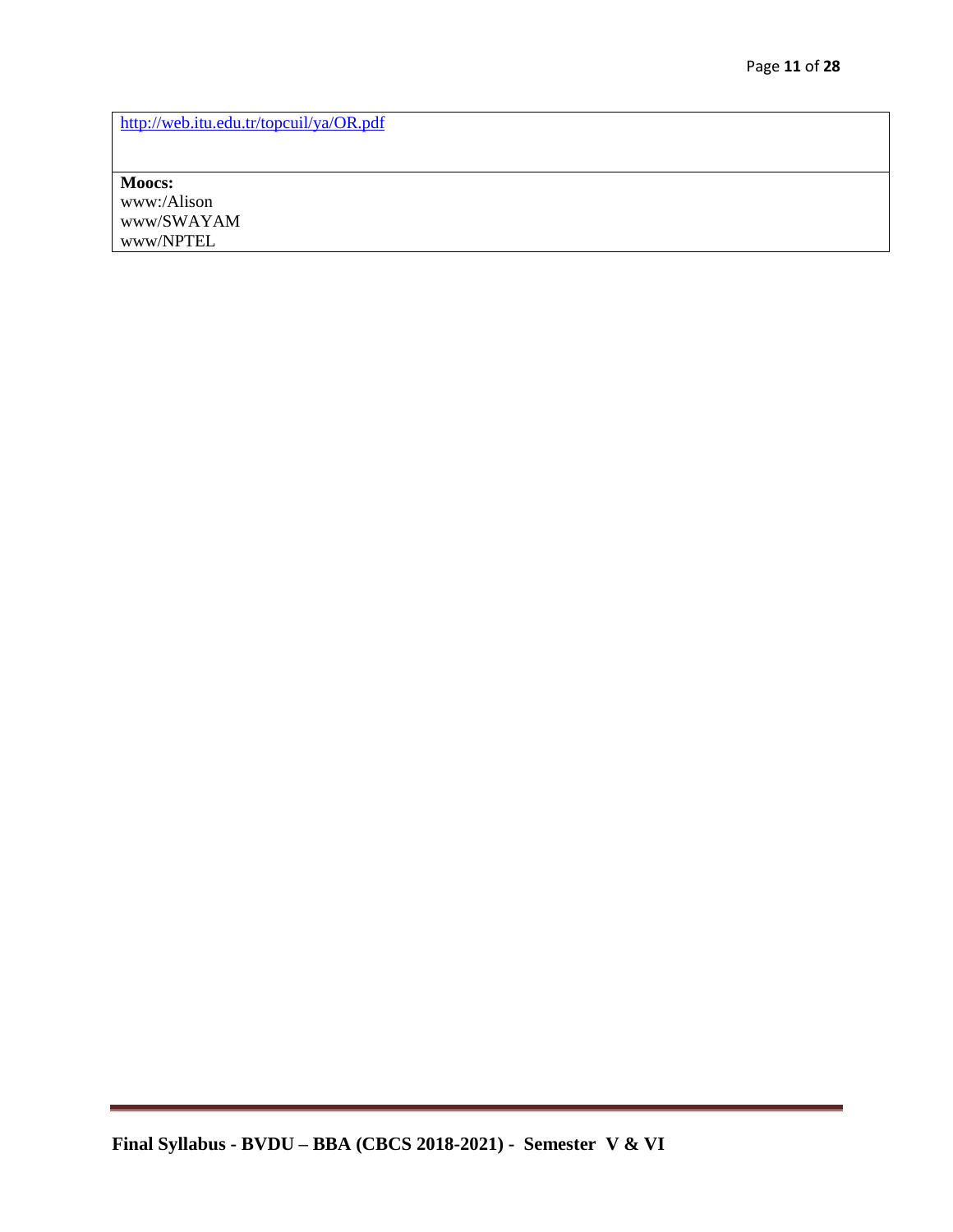| http://web.itu.edu.tr/topcuil/ya/OR.pdf |
| --- |
| **Moocs:**<br>www:/Alison<br>www/SWAYAM<br>www/NPTEL |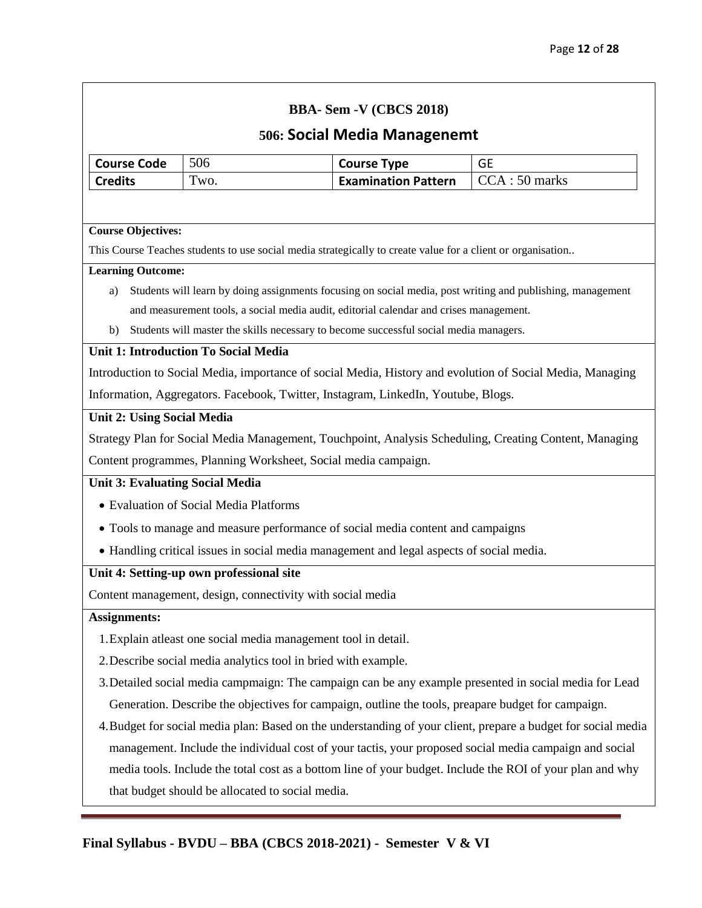## BBA- Sem -V (CBCS 2018)

# 506: Social Media Managenemt

| Course Code | 506 | Course Type | GE |
|---|---|---|---|
| Credits | Two. | Examination Pattern | CCA : 50 marks |

**Course Objectives:**

This Course Teaches students to use social media strategically to create value for a client or organisation..

**Learning Outcome:**

a) Students will learn by doing assignments focusing on social media, post writing and publishing, management and measurement tools, a social media audit, editorial calendar and crises management.

b) Students will master the skills necessary to become successful social media managers.

**Unit 1: Introduction To Social Media**

Introduction to Social Media, importance of social Media, History and evolution of Social Media, Managing Information, Aggregators. Facebook, Twitter, Instagram, LinkedIn, Youtube, Blogs.

**Unit 2: Using Social Media**

Strategy Plan for Social Media Management, Touchpoint, Analysis Scheduling, Creating Content, Managing Content programmes, Planning Worksheet, Social media campaign.

**Unit 3: Evaluating Social Media**

- Evaluation of Social Media Platforms
- Tools to manage and measure performance of social media content and campaigns
- Handling critical issues in social media management and legal aspects of social media.

**Unit 4: Setting-up own professional site**

Content management, design, connectivity with social media

**Assignments:**

1. Explain atleast one social media management tool in detail.
2. Describe social media analytics tool in bried with example.
3. Detailed social media campmaign: The campaign can be any example presented in social media for Lead Generation. Describe the objectives for campaign, outline the tools, preapare budget for campaign.
4. Budget for social media plan: Based on the understanding of your client, prepare a budget for social media management. Include the individual cost of your tactis, your proposed social media campaign and social media tools. Include the total cost as a bottom line of your budget. Include the ROI of your plan and why that budget should be allocated to social media.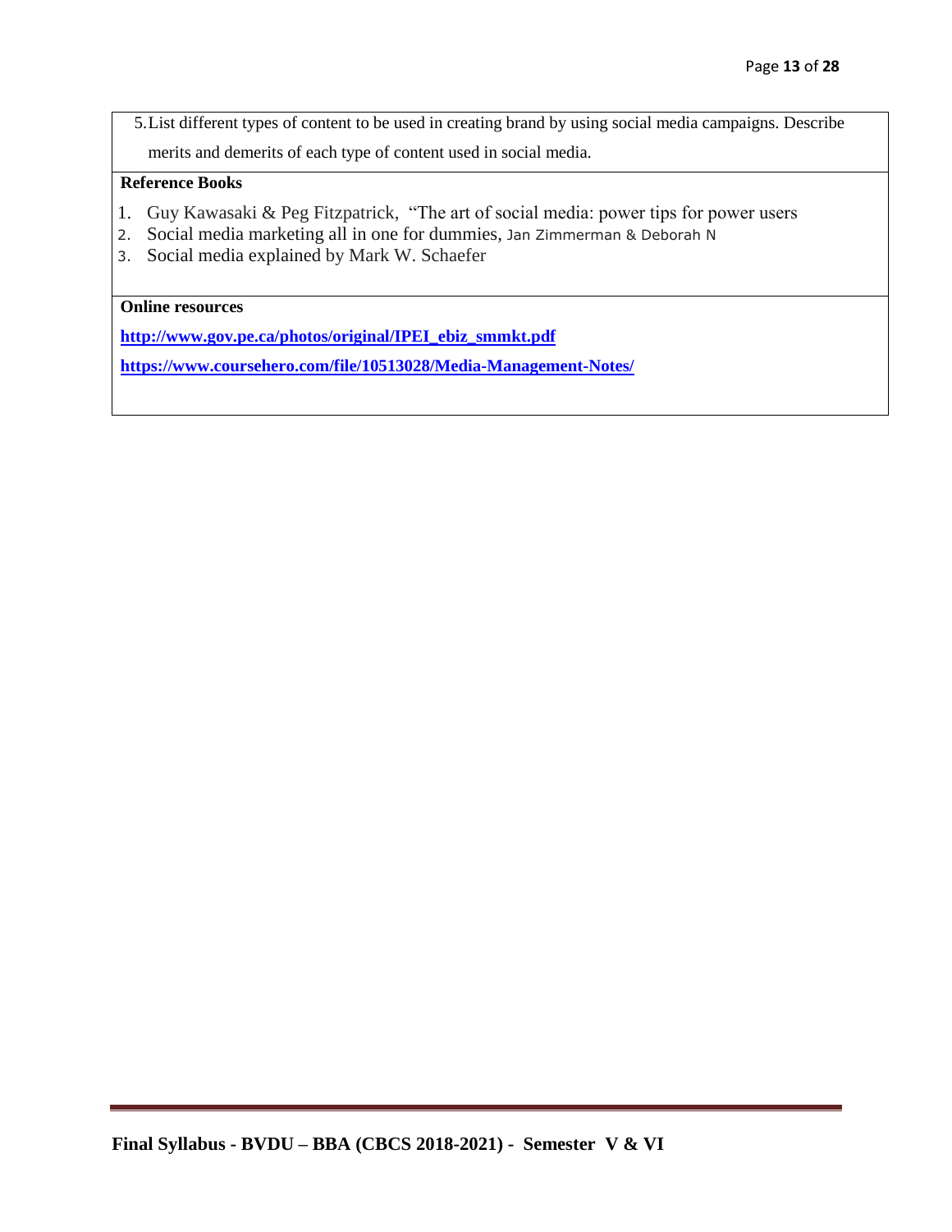5. List different types of content to be used in creating brand by using social media campaigns. Describe merits and demerits of each type of content used in social media.

**Reference Books**

1. Guy Kawasaki & Peg Fitzpatrick, "The art of social media: power tips for power users
2. Social media marketing all in one for dummies, Jan Zimmerman & Deborah N
3. Social media explained by Mark W. Schaefer

**Online resources**

**http://www.gov.pe.ca/photos/original/IPEI_ebiz_smmkt.pdf**

**https://www.coursehero.com/file/10513028/Media-Management-Notes/**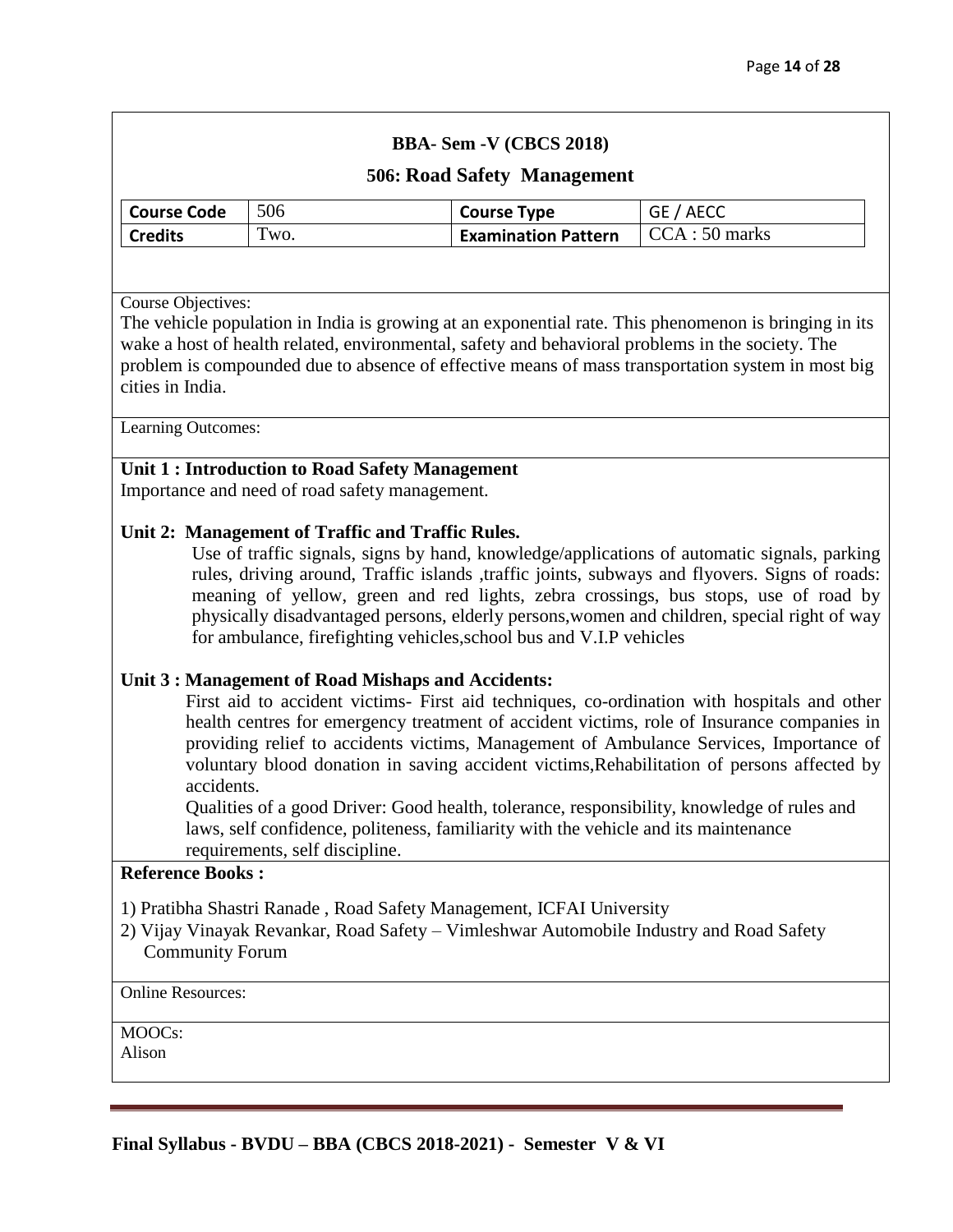**BBA- Sem -V (CBCS 2018)**

## 506: Road Safety Management

| Course Code | 506 | Course Type | GE / AECC |
|---|---|---|---|
| Credits | Two. | Examination Pattern | CCA : 50 marks |

Course Objectives:

The vehicle population in India is growing at an exponential rate. This phenomenon is bringing in its wake a host of health related, environmental, safety and behavioral problems in the society. The problem is compounded due to absence of effective means of mass transportation system in most big cities in India.

Learning Outcomes:

**Unit 1 : Introduction to Road Safety Management**

Importance and need of road safety management.

**Unit 2: Management of Traffic and Traffic Rules.**

Use of traffic signals, signs by hand, knowledge/applications of automatic signals, parking rules, driving around, Traffic islands ,traffic joints, subways and flyovers. Signs of roads: meaning of yellow, green and red lights, zebra crossings, bus stops, use of road by physically disadvantaged persons, elderly persons,women and children, special right of way for ambulance, firefighting vehicles,school bus and V.I.P vehicles

**Unit 3 : Management of Road Mishaps and Accidents:**

First aid to accident victims- First aid techniques, co-ordination with hospitals and other health centres for emergency treatment of accident victims, role of Insurance companies in providing relief to accidents victims, Management of Ambulance Services, Importance of voluntary blood donation in saving accident victims,Rehabilitation of persons affected by accidents.

Qualities of a good Driver: Good health, tolerance, responsibility, knowledge of rules and laws, self confidence, politeness, familiarity with the vehicle and its maintenance requirements, self discipline.

**Reference Books :**

1) Pratibha Shastri Ranade , Road Safety Management, ICFAI University
2) Vijay Vinayak Revankar, Road Safety – Vimleshwar Automobile Industry and Road Safety Community Forum

Online Resources:

MOOCs:
Alison

**Final Syllabus - BVDU – BBA (CBCS 2018-2021) - Semester V & VI**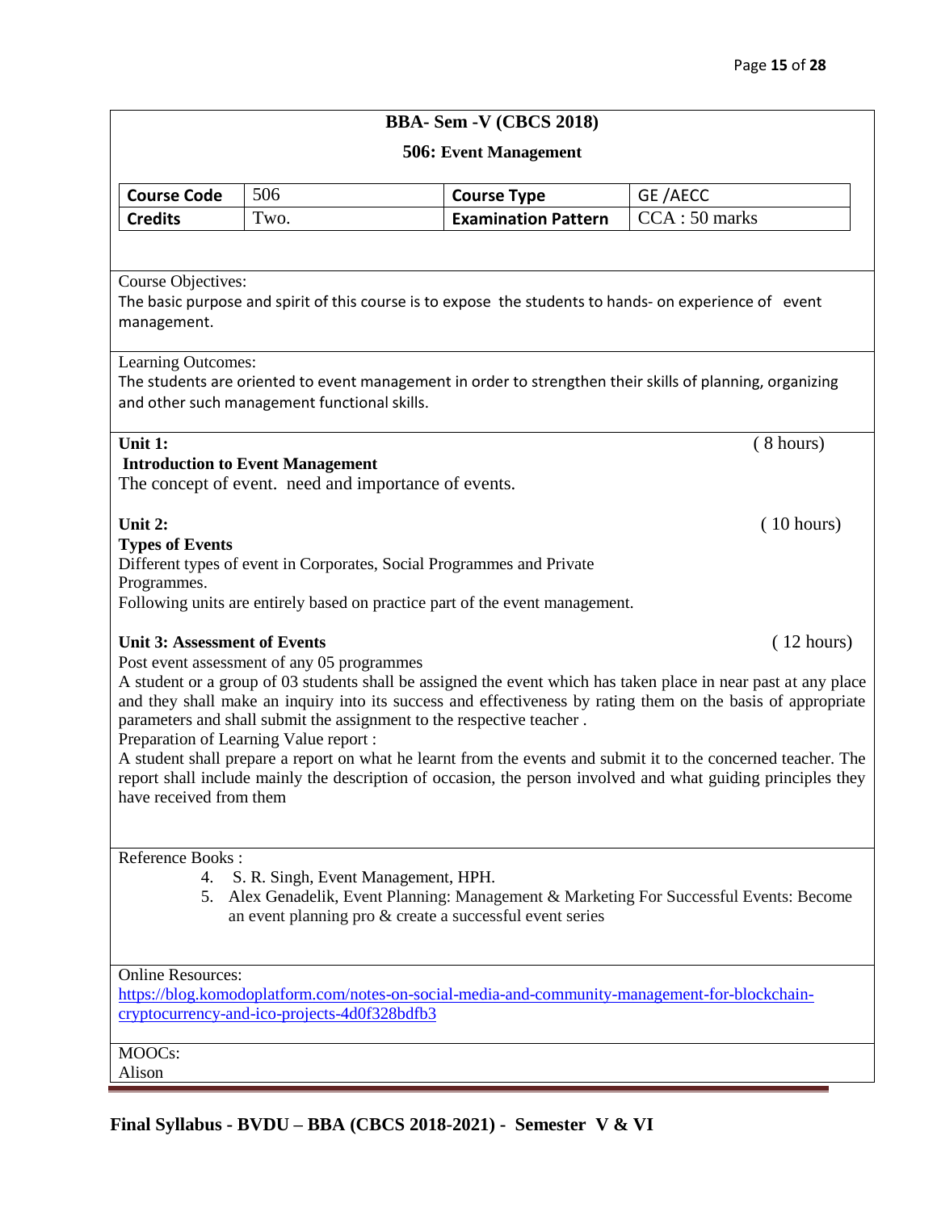## BBA- Sem -V (CBCS 2018)

### 506: Event Management

| Course Code | 506 | Course Type | GE /AECC |
|---|---|---|---|
| Credits | Two. | Examination Pattern | CCA : 50 marks |

Course Objectives:

The basic purpose and spirit of this course is to expose the students to hands- on experience of event management.

Learning Outcomes:

The students are oriented to event management in order to strengthen their skills of planning, organizing and other such management functional skills.

**Unit 1:** ( 8 hours)

**Introduction to Event Management**

The concept of event. need and importance of events.

**Unit 2:** ( 10 hours)

**Types of Events**

Different types of event in Corporates, Social Programmes and Private Programmes.

Following units are entirely based on practice part of the event management.

**Unit 3: Assessment of Events** ( 12 hours)

Post event assessment of any 05 programmes

A student or a group of 03 students shall be assigned the event which has taken place in near past at any place and they shall make an inquiry into its success and effectiveness by rating them on the basis of appropriate parameters and shall submit the assignment to the respective teacher .

Preparation of Learning Value report :

A student shall prepare a report on what he learnt from the events and submit it to the concerned teacher. The report shall include mainly the description of occasion, the person involved and what guiding principles they have received from them

Reference Books :

4. S. R. Singh, Event Management, HPH.
5. Alex Genadelik, Event Planning: Management & Marketing For Successful Events: Become an event planning pro & create a successful event series

Online Resources:

https://blog.komodoplatform.com/notes-on-social-media-and-community-management-for-blockchain-cryptocurrency-and-ico-projects-4d0f328bdfb3

MOOCs:

Alison

**Final Syllabus - BVDU – BBA (CBCS 2018-2021) - Semester V & VI**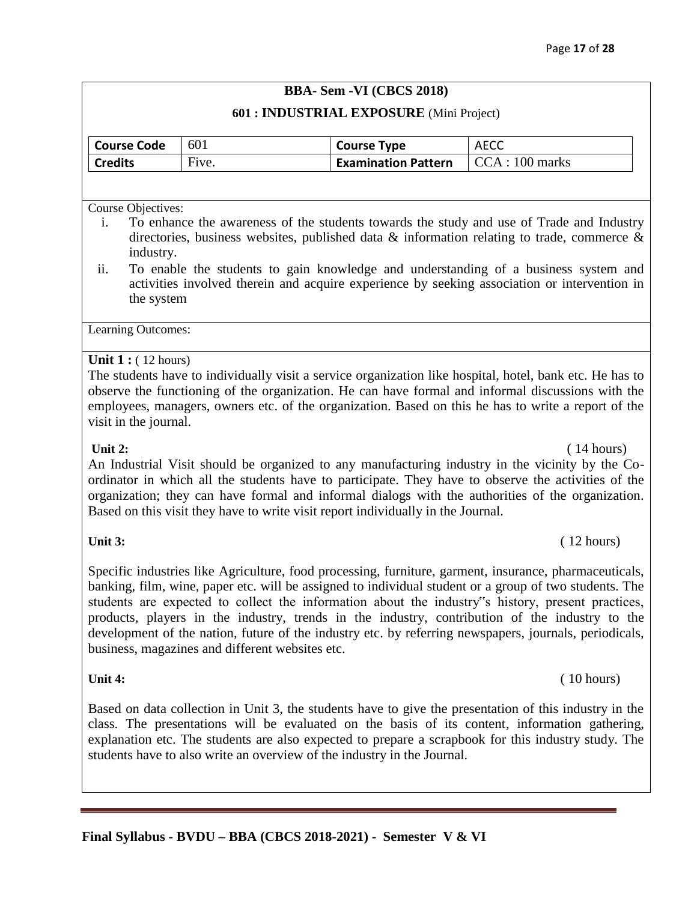## BBA- Sem -VI (CBCS 2018)

### 601 : INDUSTRIAL EXPOSURE (Mini Project)

| Course Code | 601 | Course Type | AECC |
|---|---|---|---|
| Credits | Five. | Examination Pattern | CCA : 100 marks |

Course Objectives:

i. To enhance the awareness of the students towards the study and use of Trade and Industry directories, business websites, published data & information relating to trade, commerce & industry.

ii. To enable the students to gain knowledge and understanding of a business system and activities involved therein and acquire experience by seeking association or intervention in the system

Learning Outcomes:

**Unit 1 :** ( 12 hours)

The students have to individually visit a service organization like hospital, hotel, bank etc. He has to observe the functioning of the organization. He can have formal and informal discussions with the employees, managers, owners etc. of the organization. Based on this he has to write a report of the visit in the journal.

**Unit 2:** ( 14 hours)

An Industrial Visit should be organized to any manufacturing industry in the vicinity by the Co-ordinator in which all the students have to participate. They have to observe the activities of the organization; they can have formal and informal dialogs with the authorities of the organization. Based on this visit they have to write visit report individually in the Journal.

**Unit 3:** ( 12 hours)

Specific industries like Agriculture, food processing, furniture, garment, insurance, pharmaceuticals, banking, film, wine, paper etc. will be assigned to individual student or a group of two students. The students are expected to collect the information about the industry"s history, present practices, products, players in the industry, trends in the industry, contribution of the industry to the development of the nation, future of the industry etc. by referring newspapers, journals, periodicals, business, magazines and different websites etc.

**Unit 4:** ( 10 hours)

Based on data collection in Unit 3, the students have to give the presentation of this industry in the class. The presentations will be evaluated on the basis of its content, information gathering, explanation etc. The students are also expected to prepare a scrapbook for this industry study. The students have to also write an overview of the industry in the Journal.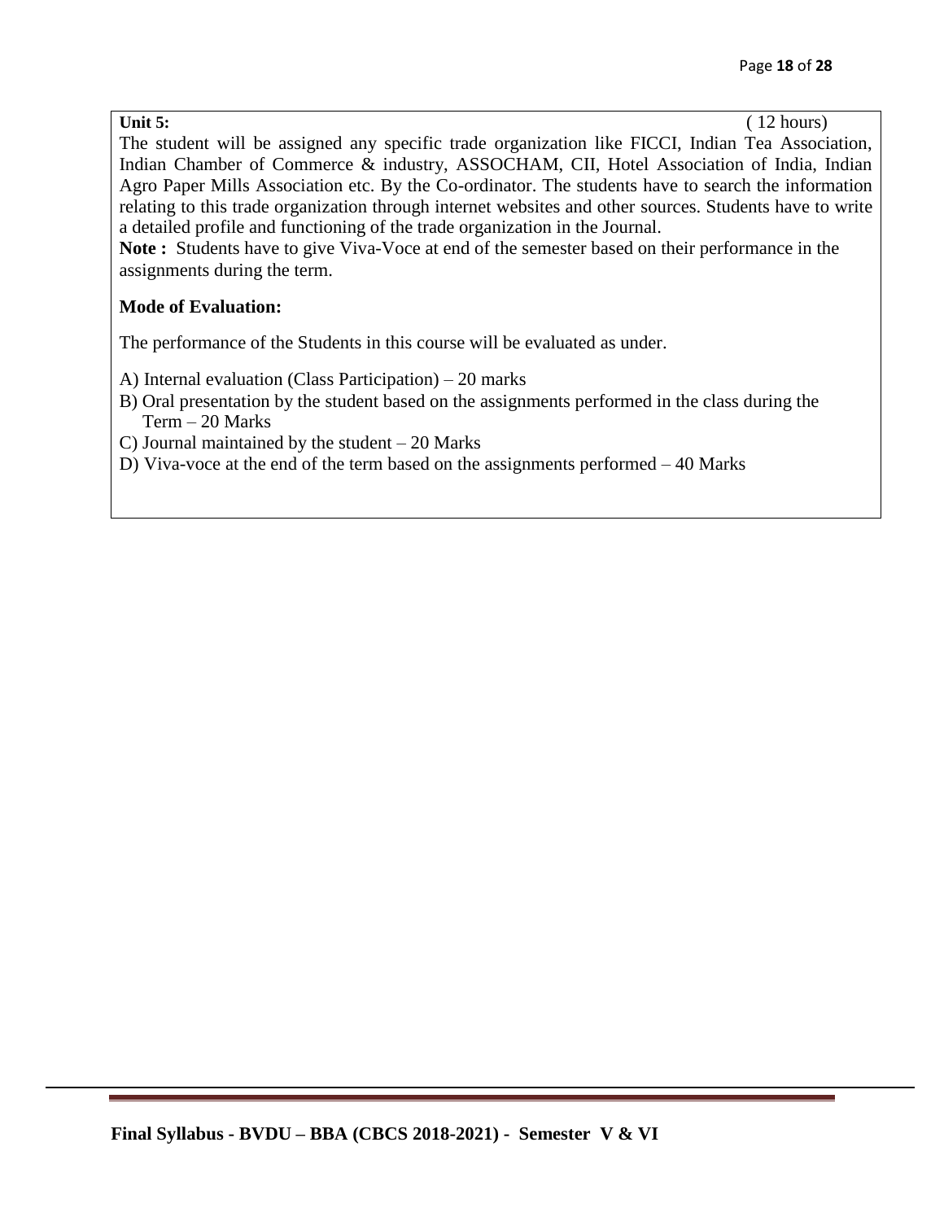**Unit 5:** ( 12 hours)

The student will be assigned any specific trade organization like FICCI, Indian Tea Association, Indian Chamber of Commerce & industry, ASSOCHAM, CII, Hotel Association of India, Indian Agro Paper Mills Association etc. By the Co-ordinator. The students have to search the information relating to this trade organization through internet websites and other sources. Students have to write a detailed profile and functioning of the trade organization in the Journal.

**Note :** Students have to give Viva-Voce at end of the semester based on their performance in the assignments during the term.

**Mode of Evaluation:**

The performance of the Students in this course will be evaluated as under.

A) Internal evaluation (Class Participation) – 20 marks

B) Oral presentation by the student based on the assignments performed in the class during the Term – 20 Marks

C) Journal maintained by the student – 20 Marks

D) Viva-voce at the end of the term based on the assignments performed – 40 Marks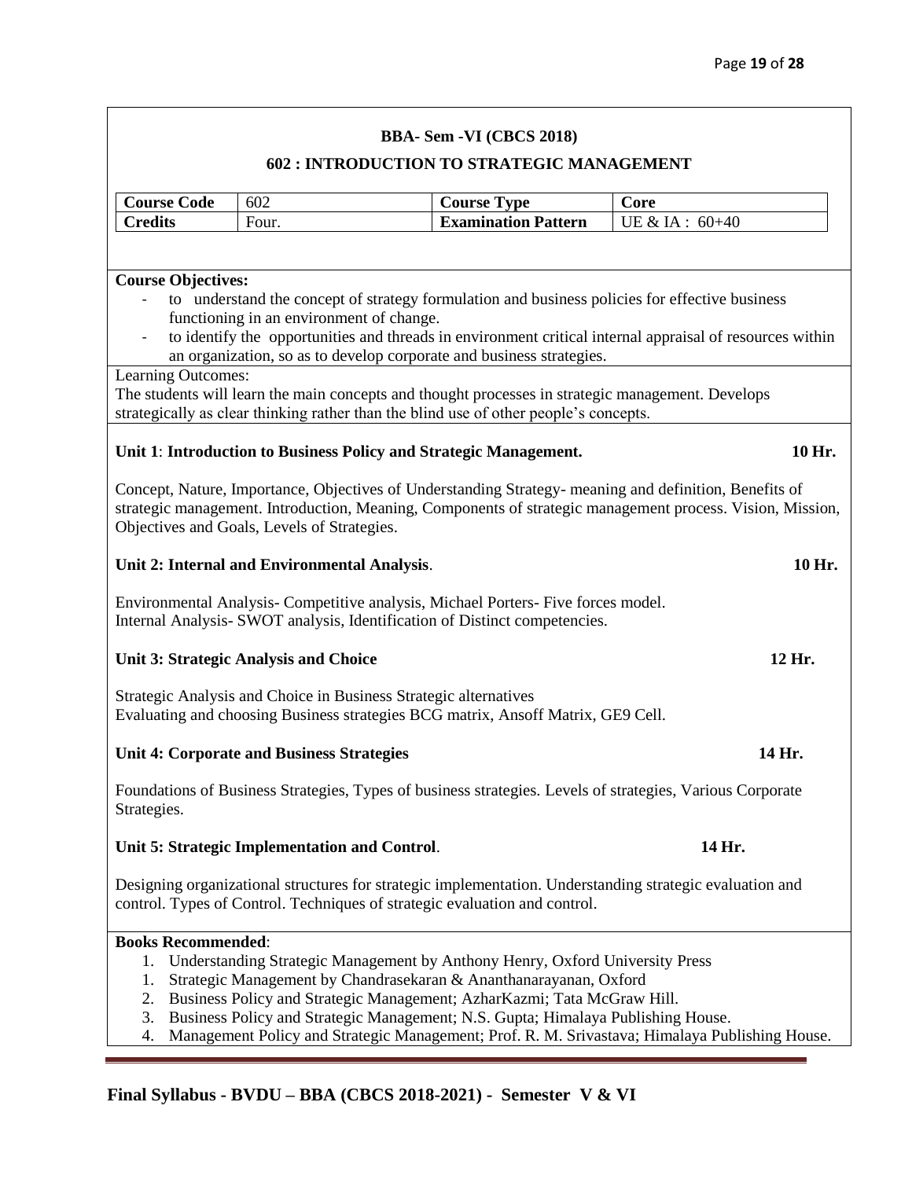**BBA- Sem -VI (CBCS 2018)**

**602 : INTRODUCTION TO STRATEGIC MANAGEMENT**

| **Course Code** | 602 | **Course Type** | Core |
|---|---|---|---|
| **Credits** | Four. | **Examination Pattern** | UE & IA : 60+40 |

**Course Objectives:**

- to understand the concept of strategy formulation and business policies for effective business functioning in an environment of change.
- to identify the opportunities and threads in environment critical internal appraisal of resources within an organization, so as to develop corporate and business strategies.

Learning Outcomes:

The students will learn the main concepts and thought processes in strategic management. Develops strategically as clear thinking rather than the blind use of other people's concepts.

**Unit 1**: **Introduction to Business Policy and Strategic Management.** **10 Hr.**

Concept, Nature, Importance, Objectives of Understanding Strategy- meaning and definition, Benefits of strategic management. Introduction, Meaning, Components of strategic management process. Vision, Mission, Objectives and Goals, Levels of Strategies.

**Unit 2: Internal and Environmental Analysis**. **10 Hr.**

Environmental Analysis- Competitive analysis, Michael Porters- Five forces model.
Internal Analysis- SWOT analysis, Identification of Distinct competencies.

**Unit 3: Strategic Analysis and Choice** **12 Hr.**

Strategic Analysis and Choice in Business Strategic alternatives
Evaluating and choosing Business strategies BCG matrix, Ansoff Matrix, GE9 Cell.

**Unit 4: Corporate and Business Strategies** **14 Hr.**

Foundations of Business Strategies, Types of business strategies. Levels of strategies, Various Corporate Strategies.

**Unit 5: Strategic Implementation and Control**. **14 Hr.**

Designing organizational structures for strategic implementation. Understanding strategic evaluation and control. Types of Control. Techniques of strategic evaluation and control.

**Books Recommended**:

1. Understanding Strategic Management by Anthony Henry, Oxford University Press
1. Strategic Management by Chandrasekaran & Ananthanarayanan, Oxford
2. Business Policy and Strategic Management; AzharKazmi; Tata McGraw Hill.
3. Business Policy and Strategic Management; N.S. Gupta; Himalaya Publishing House.
4. Management Policy and Strategic Management; Prof. R. M. Srivastava; Himalaya Publishing House.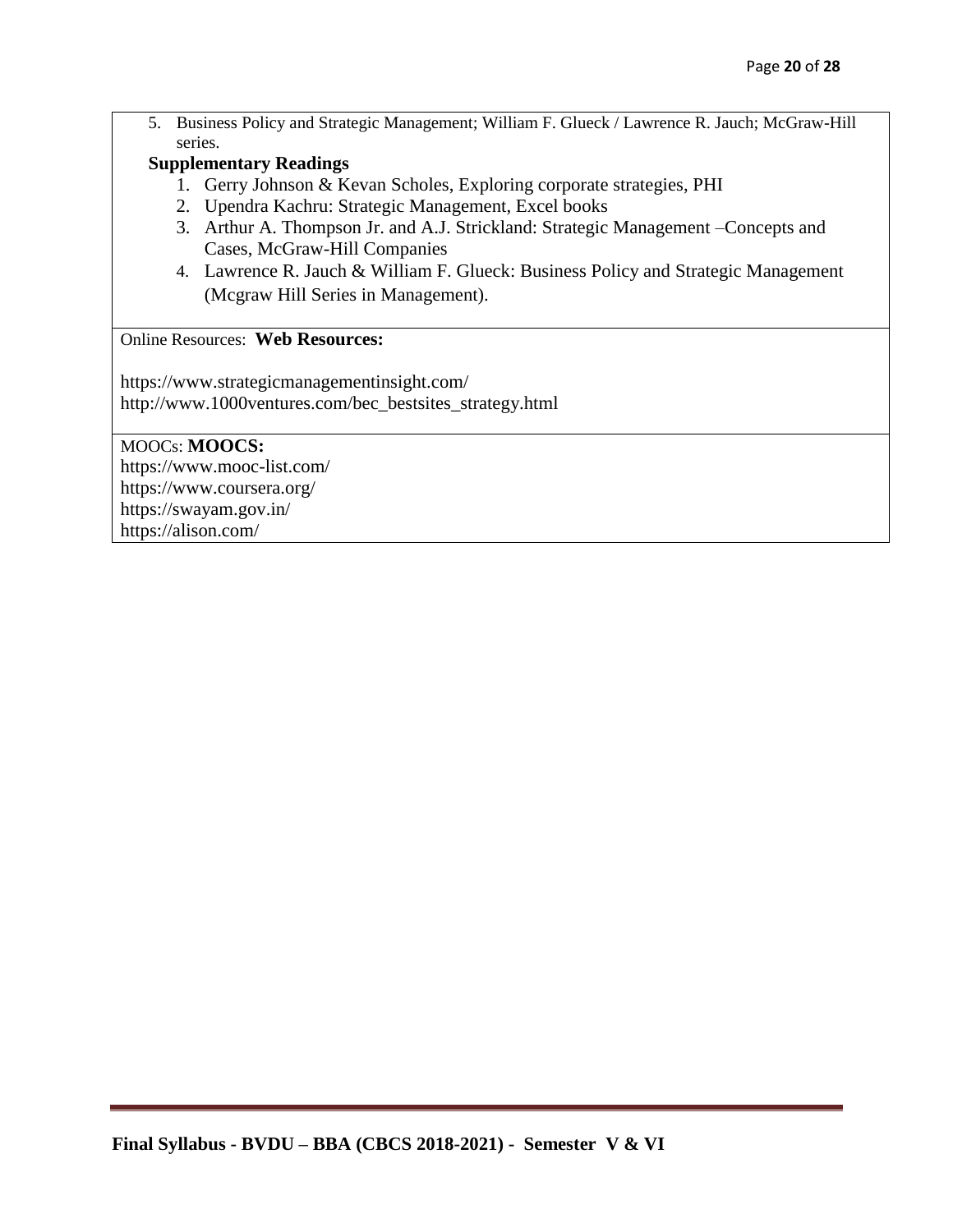5. Business Policy and Strategic Management; William F. Glueck / Lawrence R. Jauch; McGraw-Hill series.

**Supplementary Readings**

1. Gerry Johnson & Kevan Scholes, Exploring corporate strategies, PHI
2. Upendra Kachru: Strategic Management, Excel books
3. Arthur A. Thompson Jr. and A.J. Strickland: Strategic Management –Concepts and Cases, McGraw-Hill Companies
4. Lawrence R. Jauch & William F. Glueck: Business Policy and Strategic Management (Mcgraw Hill Series in Management).

Online Resources: **Web Resources:**

https://www.strategicmanagementinsight.com/
http://www.1000ventures.com/bec_bestsites_strategy.html

MOOCs: **MOOCS:**
https://www.mooc-list.com/
https://www.coursera.org/
https://swayam.gov.in/
https://alison.com/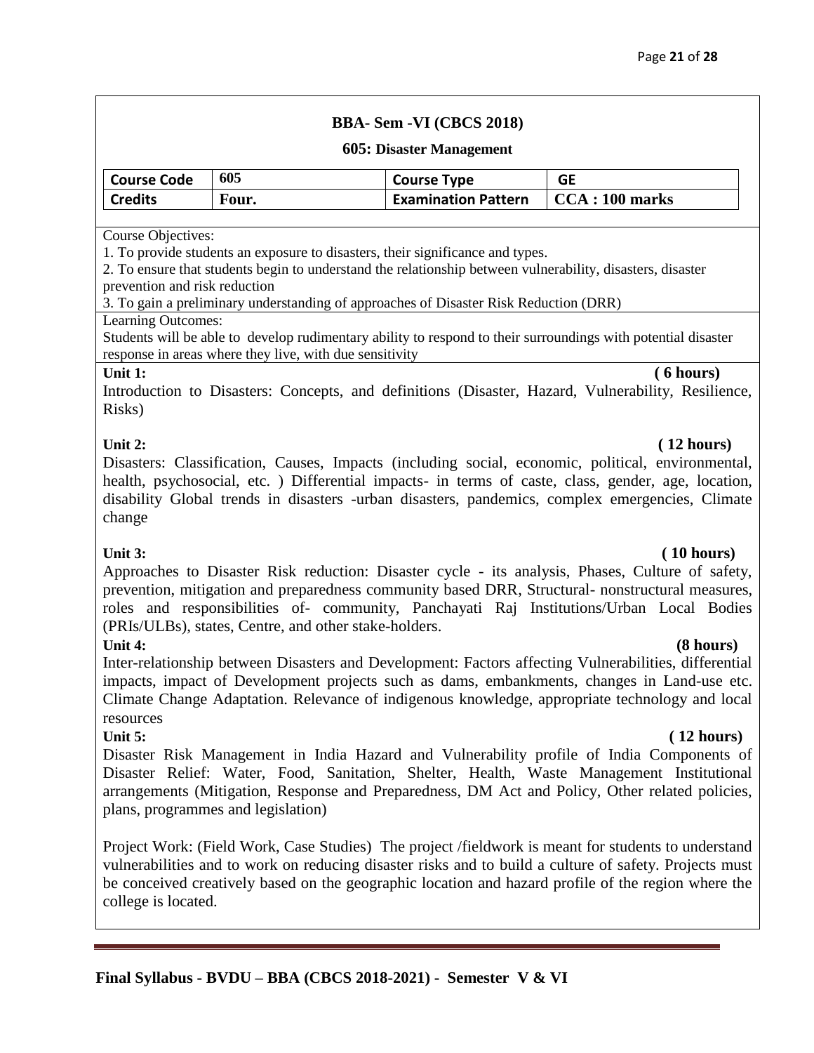## BBA- Sem -VI (CBCS 2018)

### 605: Disaster Management

| Course Code | 605 | Course Type | GE |
|---|---|---|---|
| Credits | Four. | Examination Pattern | CCA : 100 marks |

Course Objectives:

1. To provide students an exposure to disasters, their significance and types.
2. To ensure that students begin to understand the relationship between vulnerability, disasters, disaster prevention and risk reduction
3. To gain a preliminary understanding of approaches of Disaster Risk Reduction (DRR)

Learning Outcomes:

Students will be able to develop rudimentary ability to respond to their surroundings with potential disaster response in areas where they live, with due sensitivity

**Unit 1: ( 6 hours)**

Introduction to Disasters: Concepts, and definitions (Disaster, Hazard, Vulnerability, Resilience, Risks)

**Unit 2: ( 12 hours)**

Disasters: Classification, Causes, Impacts (including social, economic, political, environmental, health, psychosocial, etc. ) Differential impacts- in terms of caste, class, gender, age, location, disability Global trends in disasters -urban disasters, pandemics, complex emergencies, Climate change

**Unit 3: ( 10 hours)**

Approaches to Disaster Risk reduction: Disaster cycle - its analysis, Phases, Culture of safety, prevention, mitigation and preparedness community based DRR, Structural- nonstructural measures, roles and responsibilities of- community, Panchayati Raj Institutions/Urban Local Bodies (PRIs/ULBs), states, Centre, and other stake-holders.

**Unit 4: (8 hours)**

Inter-relationship between Disasters and Development: Factors affecting Vulnerabilities, differential impacts, impact of Development projects such as dams, embankments, changes in Land-use etc. Climate Change Adaptation. Relevance of indigenous knowledge, appropriate technology and local resources

**Unit 5: ( 12 hours)**

Disaster Risk Management in India Hazard and Vulnerability profile of India Components of Disaster Relief: Water, Food, Sanitation, Shelter, Health, Waste Management Institutional arrangements (Mitigation, Response and Preparedness, DM Act and Policy, Other related policies, plans, programmes and legislation)

Project Work: (Field Work, Case Studies) The project /fieldwork is meant for students to understand vulnerabilities and to work on reducing disaster risks and to build a culture of safety. Projects must be conceived creatively based on the geographic location and hazard profile of the region where the college is located.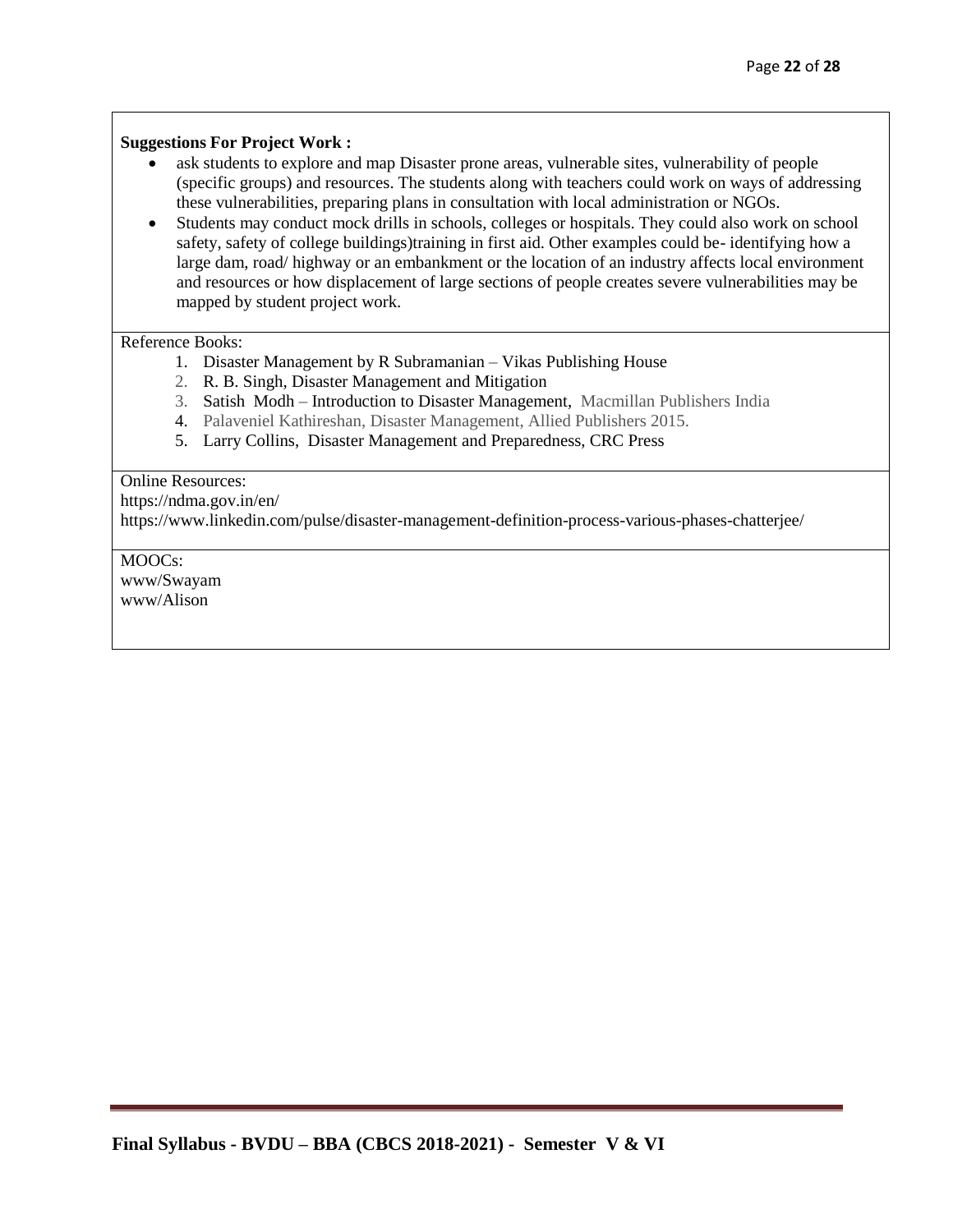**Suggestions For Project Work :**

- ask students to explore and map Disaster prone areas, vulnerable sites, vulnerability of people (specific groups) and resources. The students along with teachers could work on ways of addressing these vulnerabilities, preparing plans in consultation with local administration or NGOs.
- Students may conduct mock drills in schools, colleges or hospitals. They could also work on school safety, safety of college buildings)training in first aid. Other examples could be- identifying how a large dam, road/ highway or an embankment or the location of an industry affects local environment and resources or how displacement of large sections of people creates severe vulnerabilities may be mapped by student project work.

Reference Books:

1. Disaster Management by R Subramanian – Vikas Publishing House
2. R. B. Singh, Disaster Management and Mitigation
3. Satish Modh – Introduction to Disaster Management, Macmillan Publishers India
4. Palaveniel Kathireshan, Disaster Management, Allied Publishers 2015.
5. Larry Collins, Disaster Management and Preparedness, CRC Press

Online Resources:

https://ndma.gov.in/en/

https://www.linkedin.com/pulse/disaster-management-definition-process-various-phases-chatterjee/

MOOCs:

www/Swayam

www/Alison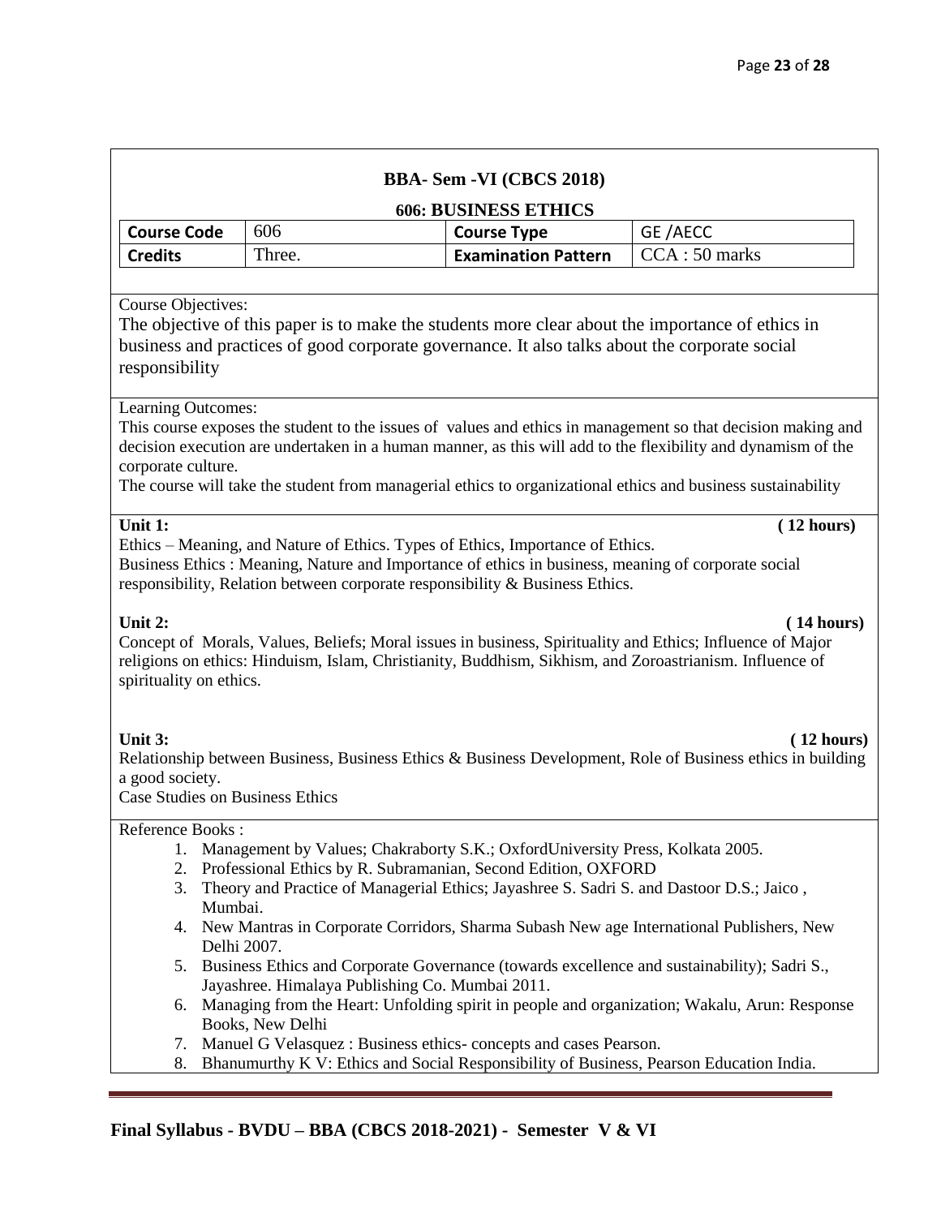## BBA- Sem -VI (CBCS 2018)

### 606: BUSINESS ETHICS

| **Course Code** | 606 | **Course Type** | GE /AECC |
|---|---|---|---|
| **Credits** | Three. | **Examination Pattern** | CCA : 50 marks |

Course Objectives:

The objective of this paper is to make the students more clear about the importance of ethics in business and practices of good corporate governance. It also talks about the corporate social responsibility

Learning Outcomes:

This course exposes the student to the issues of values and ethics in management so that decision making and decision execution are undertaken in a human manner, as this will add to the flexibility and dynamism of the corporate culture.

The course will take the student from managerial ethics to organizational ethics and business sustainability

**Unit 1:** **( 12 hours)**

Ethics – Meaning, and Nature of Ethics. Types of Ethics, Importance of Ethics.

Business Ethics : Meaning, Nature and Importance of ethics in business, meaning of corporate social responsibility, Relation between corporate responsibility & Business Ethics.

**Unit 2:** **( 14 hours)**

Concept of Morals, Values, Beliefs; Moral issues in business, Spirituality and Ethics; Influence of Major religions on ethics: Hinduism, Islam, Christianity, Buddhism, Sikhism, and Zoroastrianism. Influence of spirituality on ethics.

**Unit 3:** **( 12 hours)**

Relationship between Business, Business Ethics & Business Development, Role of Business ethics in building a good society.

Case Studies on Business Ethics

Reference Books :

1. Management by Values; Chakraborty S.K.; OxfordUniversity Press, Kolkata 2005.
2. Professional Ethics by R. Subramanian, Second Edition, OXFORD
3. Theory and Practice of Managerial Ethics; Jayashree S. Sadri S. and Dastoor D.S.; Jaico , Mumbai.
4. New Mantras in Corporate Corridors, Sharma Subash New age International Publishers, New Delhi 2007.
5. Business Ethics and Corporate Governance (towards excellence and sustainability); Sadri S., Jayashree. Himalaya Publishing Co. Mumbai 2011.
6. Managing from the Heart: Unfolding spirit in people and organization; Wakalu, Arun: Response Books, New Delhi
7. Manuel G Velasquez : Business ethics- concepts and cases Pearson.
8. Bhanumurthy K V: Ethics and Social Responsibility of Business, Pearson Education India.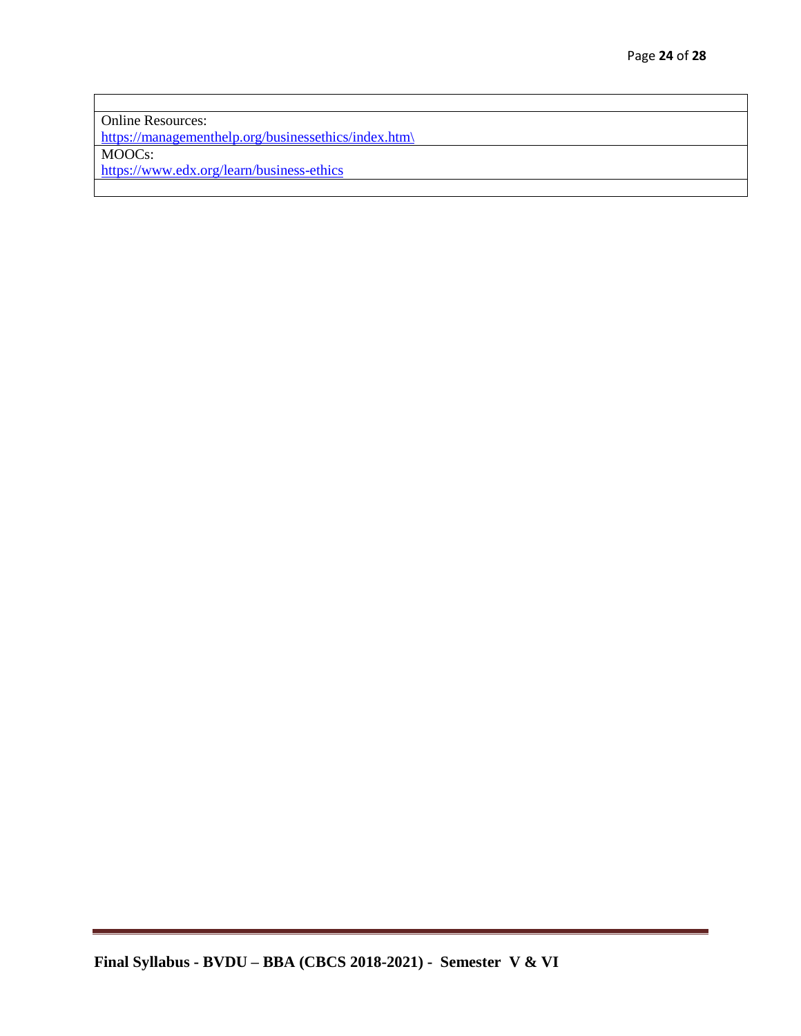| |
|---|
| Online Resources:<br>https://managementhelp.org/businessethics/index.htm\ |
| MOOCs:<br>https://www.edx.org/learn/business-ethics |
| |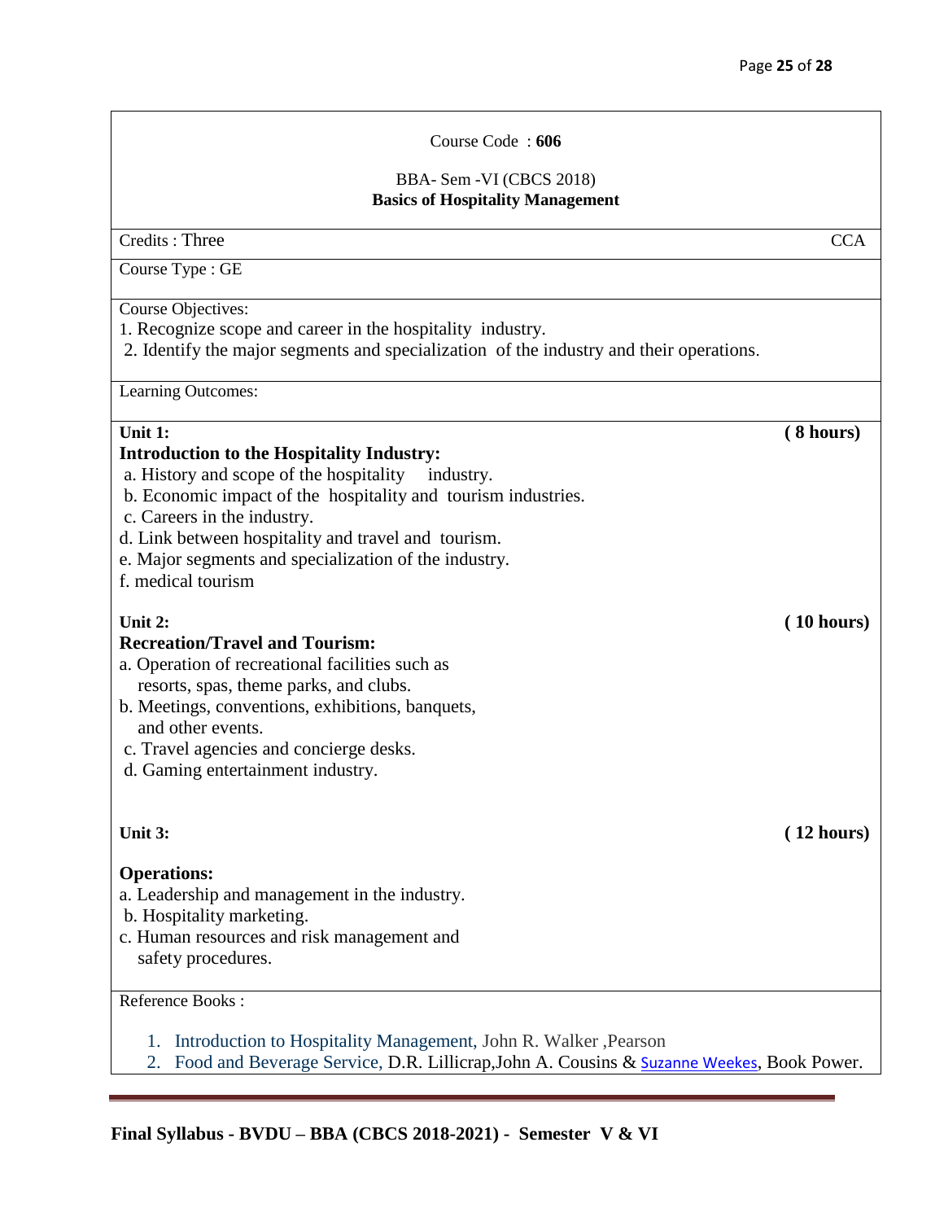Course Code : **606**

BBA- Sem -VI (CBCS 2018)

**Basics of Hospitality Management**

Credits : Three CCA

Course Type : GE

Course Objectives:

1. Recognize scope and career in the hospitality industry.
2. Identify the major segments and specialization of the industry and their operations.

Learning Outcomes:

**Unit 1:** **( 8 hours)**

**Introduction to the Hospitality Industry:**

a. History and scope of the hospitality industry.
b. Economic impact of the hospitality and tourism industries.
c. Careers in the industry.
d. Link between hospitality and travel and tourism.
e. Major segments and specialization of the industry.
f. medical tourism

**Unit 2:** **( 10 hours)**

**Recreation/Travel and Tourism:**

a. Operation of recreational facilities such as resorts, spas, theme parks, and clubs.
b. Meetings, conventions, exhibitions, banquets, and other events.
c. Travel agencies and concierge desks.
d. Gaming entertainment industry.

**Unit 3:** **( 12 hours)**

**Operations:**

a. Leadership and management in the industry.
b. Hospitality marketing.
c. Human resources and risk management and safety procedures.

Reference Books :

1. Introduction to Hospitality Management, John R. Walker ,Pearson
2. Food and Beverage Service, D.R. Lillicrap,John A. Cousins & Suzanne Weekes, Book Power.

**Final Syllabus - BVDU – BBA (CBCS 2018-2021) - Semester V & VI**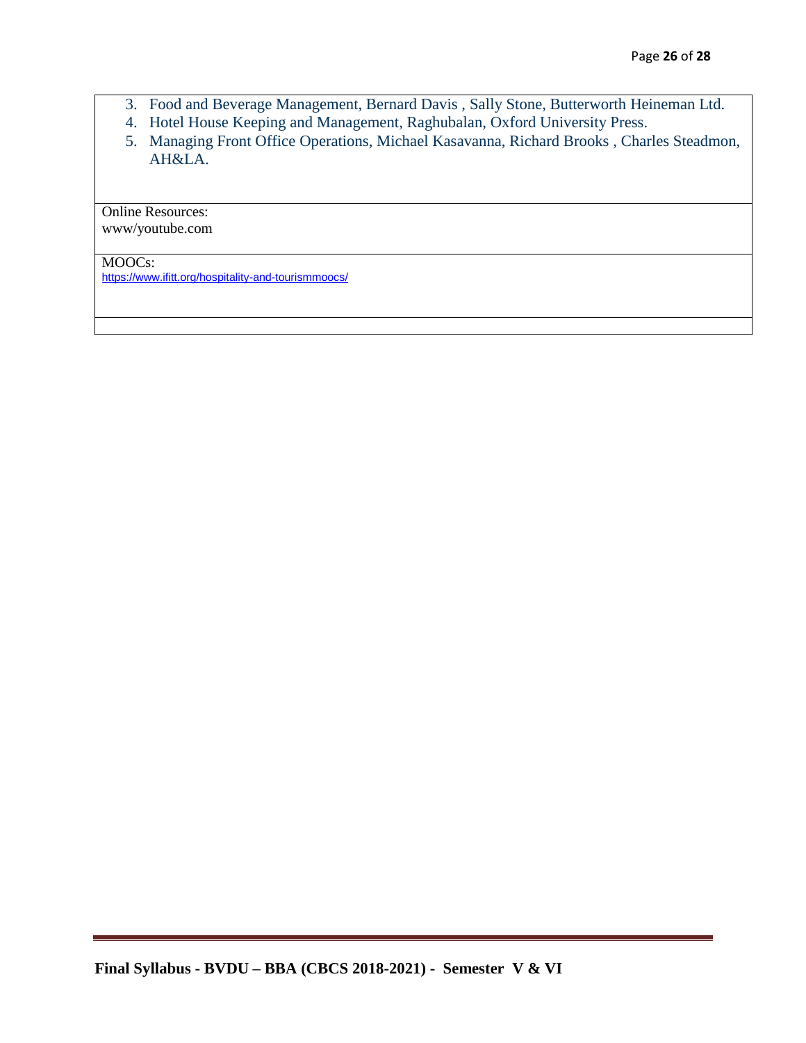3. Food and Beverage Management, Bernard Davis , Sally Stone, Butterworth Heineman Ltd.
4. Hotel House Keeping and Management, Raghubalan, Oxford University Press.
5. Managing Front Office Operations, Michael Kasavanna, Richard Brooks , Charles Steadmon, AH&LA.

Online Resources:
www/youtube.com

MOOCs:
https://www.ifitt.org/hospitality-and-tourismmoocs/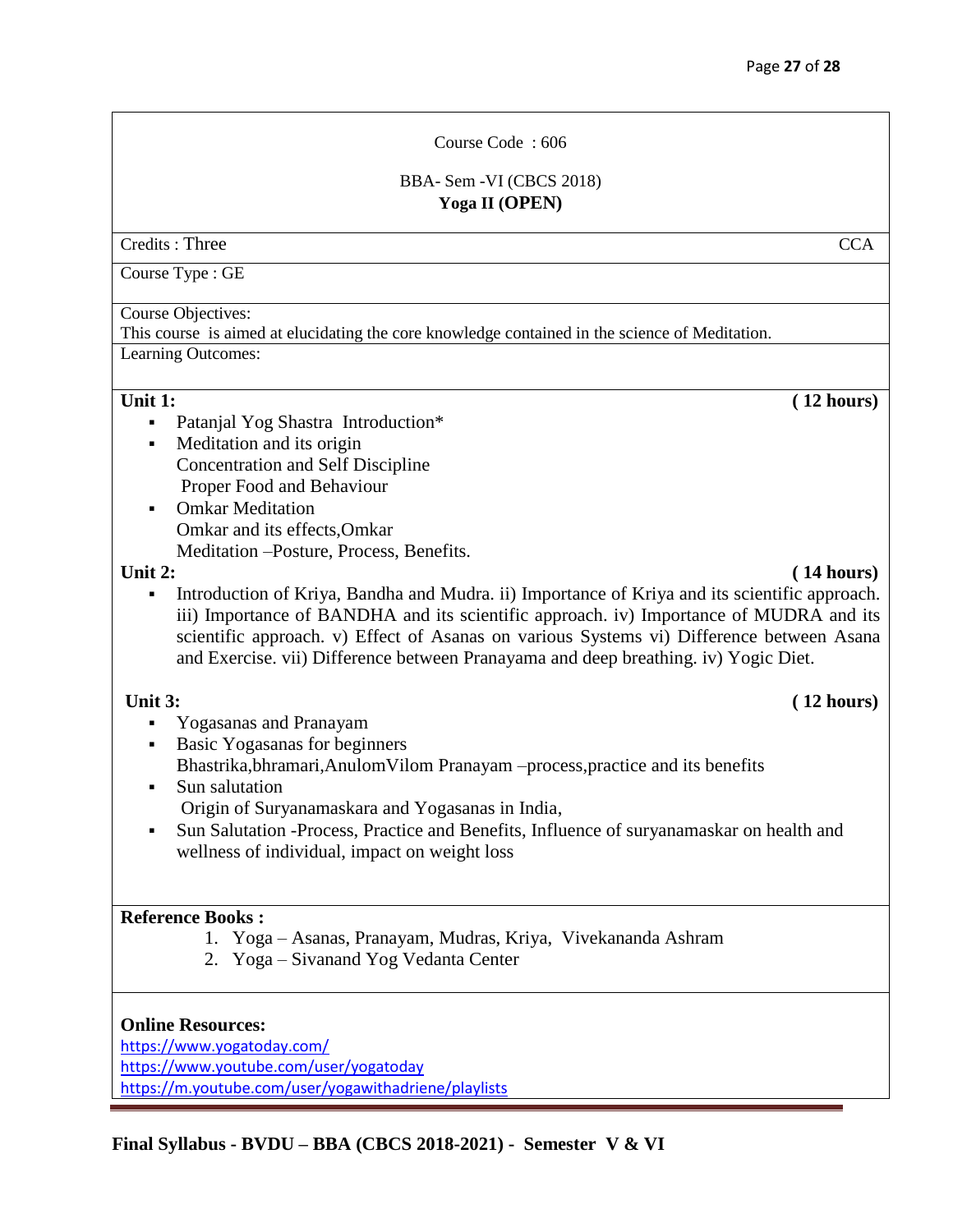Course Code : 606

BBA- Sem -VI (CBCS 2018)

**Yoga II (OPEN)**

Credits : Three CCA

Course Type : GE

Course Objectives:

This course is aimed at elucidating the core knowledge contained in the science of Meditation.

Learning Outcomes:

**Unit 1:** **( 12 hours)**

- Patanjal Yog Shastra Introduction*
- Meditation and its origin
  Concentration and Self Discipline
  Proper Food and Behaviour
- Omkar Meditation
  Omkar and its effects,Omkar
  Meditation –Posture, Process, Benefits.

**Unit 2:** **( 14 hours)**

- Introduction of Kriya, Bandha and Mudra. ii) Importance of Kriya and its scientific approach. iii) Importance of BANDHA and its scientific approach. iv) Importance of MUDRA and its scientific approach. v) Effect of Asanas on various Systems vi) Difference between Asana and Exercise. vii) Difference between Pranayama and deep breathing. iv) Yogic Diet.

**Unit 3:** **( 12 hours)**

- Yogasanas and Pranayam
- Basic Yogasanas for beginners
  Bhastrika,bhramari,AnulomVilom Pranayam –process,practice and its benefits
- Sun salutation
  Origin of Suryanamaskara and Yogasanas in India,
- Sun Salutation -Process, Practice and Benefits, Influence of suryanamaskar on health and wellness of individual, impact on weight loss

**Reference Books :**

1. Yoga – Asanas, Pranayam, Mudras, Kriya, Vivekananda Ashram
2. Yoga – Sivanand Yog Vedanta Center

**Online Resources:**

https://www.yogatoday.com/
https://www.youtube.com/user/yogatoday
https://m.youtube.com/user/yogawithadriene/playlists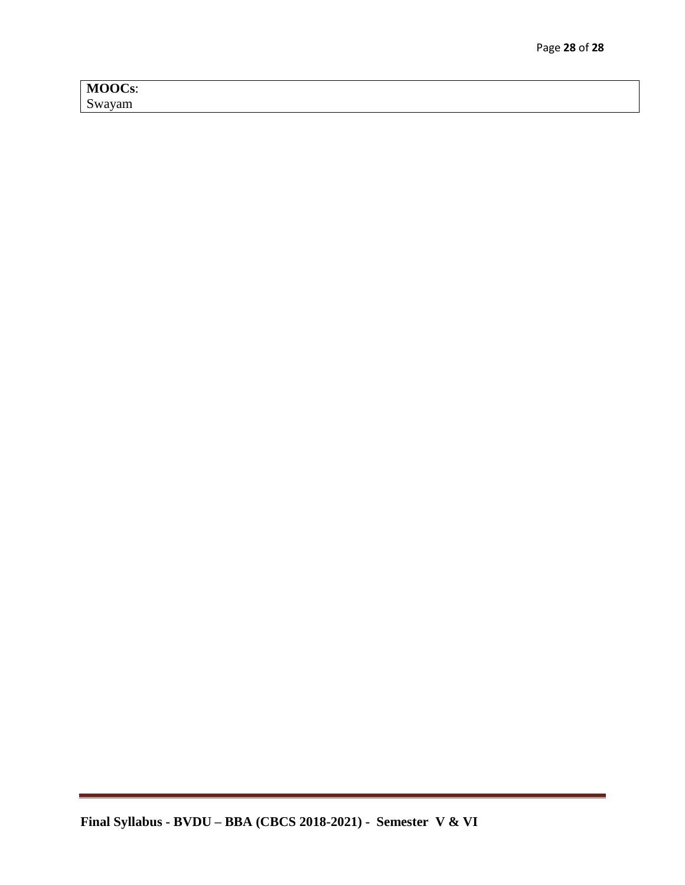| |
|---|
| **MOOCs**:<br>Swayam |